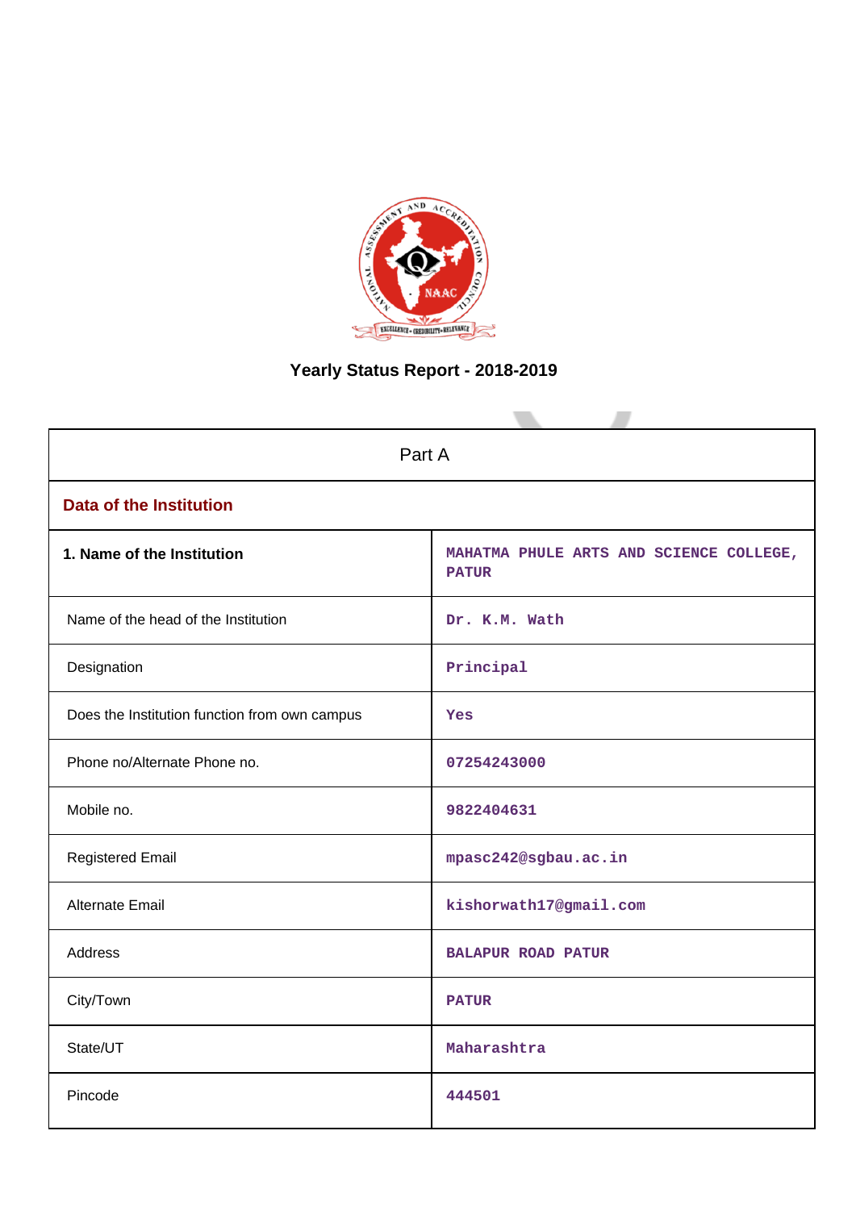# Yearly Status Report - 2018-2019

| Part A | |
|---|---|
| **Data of the Institution** | |
| **1. Name of the Institution** | MAHATMA PHULE ARTS AND SCIENCE COLLEGE, PATUR |
| Name of the head of the Institution | Dr. K.M. Wath |
| Designation | Principal |
| Does the Institution function from own campus | Yes |
| Phone no/Alternate Phone no. | 07254243000 |
| Mobile no. | 9822404631 |
| Registered Email | mpasc242@sgbau.ac.in |
| Alternate Email | kishorwath17@gmail.com |
| Address | BALAPUR ROAD PATUR |
| City/Town | PATUR |
| State/UT | Maharashtra |
| Pincode | 444501 |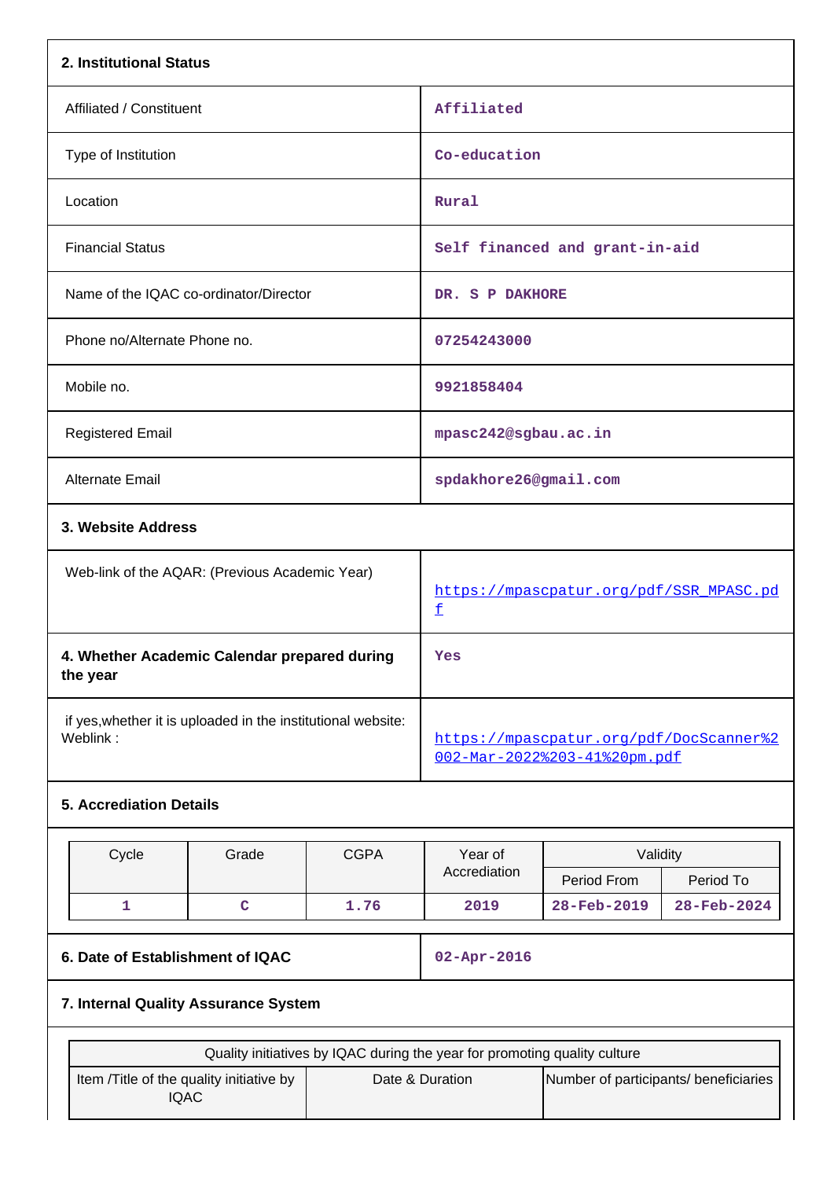## 2. Institutional Status

| | |
|---|---|
| Affiliated / Constituent | Affiliated |
| Type of Institution | Co-education |
| Location | Rural |
| Financial Status | Self financed and grant-in-aid |
| Name of the IQAC co-ordinator/Director | DR. S P DAKHORE |
| Phone no/Alternate Phone no. | 07254243000 |
| Mobile no. | 9921858404 |
| Registered Email | mpasc242@sgbau.ac.in |
| Alternate Email | spdakhore26@gmail.com |

## 3. Website Address

| | |
|---|---|
| Web-link of the AQAR: (Previous Academic Year) | https://mpascpatur.org/pdf/SSR_MPASC.pdf |

| | |
|---|---|
| **4. Whether Academic Calendar prepared during the year** | Yes |
| if yes,whether it is uploaded in the institutional website: Weblink : | https://mpascpatur.org/pdf/DocScanner%2002-Mar-2022%203-41%20pm.pdf |

## 5. Accrediation Details

| Cycle | Grade | CGPA | Year of Accrediation | Validity | |
|---|---|---|---|---|---|
| | | | | Period From | Period To |
| 1 | C | 1.76 | 2019 | 28-Feb-2019 | 28-Feb-2024 |

| | |
|---|---|
| **6. Date of Establishment of IQAC** | 02-Apr-2016 |

## 7. Internal Quality Assurance System

| Quality initiatives by IQAC during the year for promoting quality culture | | |
|---|---|---|
| Item /Title of the quality initiative by IQAC | Date & Duration | Number of participants/ beneficiaries |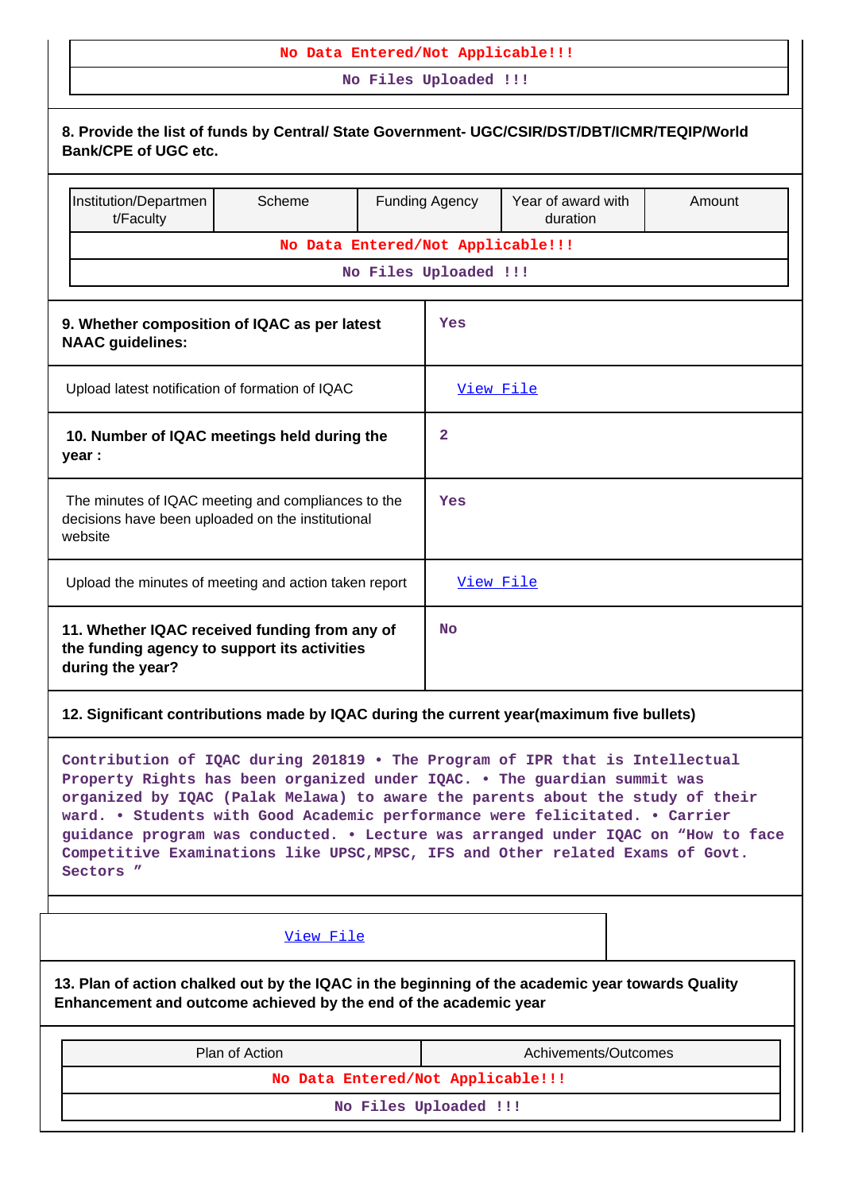| No Data Entered/Not Applicable!!! |
|---|
| No Files Uploaded !!! |

**8. Provide the list of funds by Central/ State Government- UGC/CSIR/DST/DBT/ICMR/TEQIP/World Bank/CPE of UGC etc.**

| Institution/Department/Faculty | Scheme | Funding Agency | Year of award with duration | Amount |
|---|---|---|---|---|
| No Data Entered/Not Applicable!!! | | | | |
| No Files Uploaded !!! | | | | |

| | |
|---|---|
| **9. Whether composition of IQAC as per latest NAAC guidelines:** | Yes |
| Upload latest notification of formation of IQAC | View File |
| **10. Number of IQAC meetings held during the year :** | 2 |
| The minutes of IQAC meeting and compliances to the decisions have been uploaded on the institutional website | Yes |
| Upload the minutes of meeting and action taken report | View File |
| **11. Whether IQAC received funding from any of the funding agency to support its activities during the year?** | No |

**12. Significant contributions made by IQAC during the current year(maximum five bullets)**

Contribution of IQAC during 201819 • The Program of IPR that is Intellectual Property Rights has been organized under IQAC. • The guardian summit was organized by IQAC (Palak Melawa) to aware the parents about the study of their ward. • Students with Good Academic performance were felicitated. • Carrier guidance program was conducted. • Lecture was arranged under IQAC on "How to face Competitive Examinations like UPSC,MPSC, IFS and Other related Exams of Govt. Sectors "

View File

**13. Plan of action chalked out by the IQAC in the beginning of the academic year towards Quality Enhancement and outcome achieved by the end of the academic year**

| Plan of Action | Achivements/Outcomes |
|---|---|
| No Data Entered/Not Applicable!!! | |
| No Files Uploaded !!! | |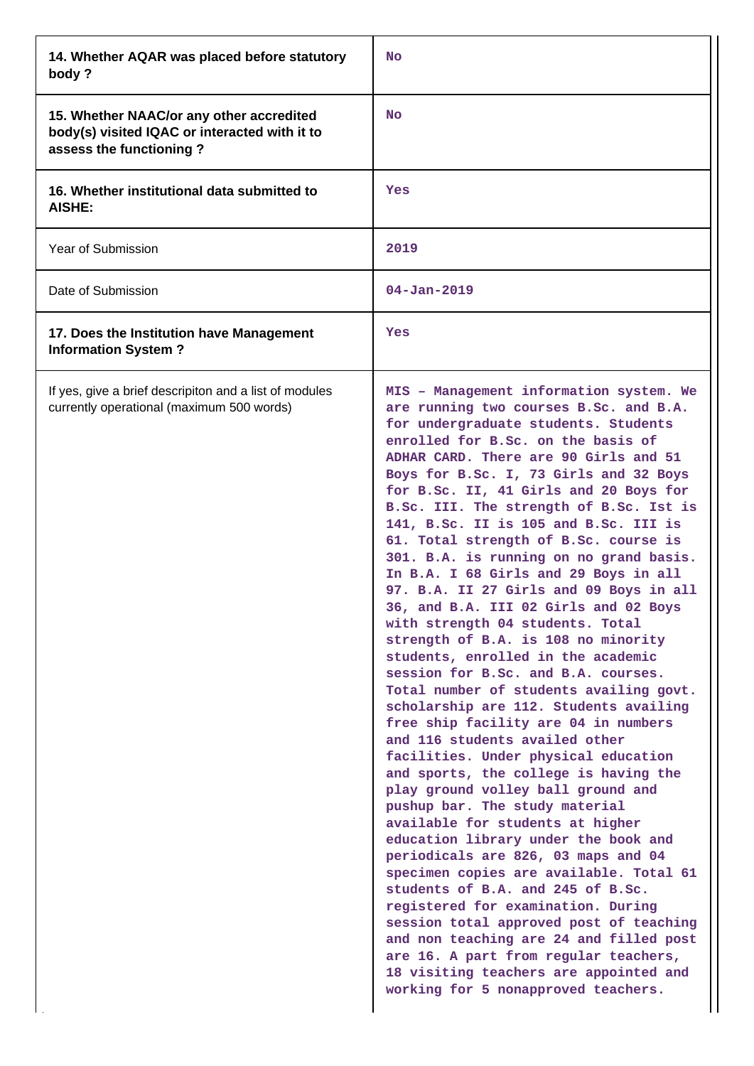| | |
|---|---|
| **14. Whether AQAR was placed before statutory body ?** | No |
| **15. Whether NAAC/or any other accredited body(s) visited IQAC or interacted with it to assess the functioning ?** | No |
| **16. Whether institutional data submitted to AISHE:** | Yes |
| Year of Submission | 2019 |
| Date of Submission | 04-Jan-2019 |
| **17. Does the Institution have Management Information System ?** | Yes |
| If yes, give a brief descripiton and a list of modules currently operational (maximum 500 words) | MIS – Management information system. We are running two courses B.Sc. and B.A. for undergraduate students. Students enrolled for B.Sc. on the basis of ADHAR CARD. There are 90 Girls and 51 Boys for B.Sc. I, 73 Girls and 32 Boys for B.Sc. II, 41 Girls and 20 Boys for B.Sc. III. The strength of B.Sc. Ist is 141, B.Sc. II is 105 and B.Sc. III is 61. Total strength of B.Sc. course is 301. B.A. is running on no grand basis. In B.A. I 68 Girls and 29 Boys in all 97. B.A. II 27 Girls and 09 Boys in all 36, and B.A. III 02 Girls and 02 Boys with strength 04 students. Total strength of B.A. is 108 no minority students, enrolled in the academic session for B.Sc. and B.A. courses. Total number of students availing govt. scholarship are 112. Students availing free ship facility are 04 in numbers and 116 students availed other facilities. Under physical education and sports, the college is having the play ground volley ball ground and pushup bar. The study material available for students at higher education library under the book and periodicals are 826, 03 maps and 04 specimen copies are available. Total 61 students of B.A. and 245 of B.Sc. registered for examination. During session total approved post of teaching and non teaching are 24 and filled post are 16. A part from regular teachers, 18 visiting teachers are appointed and working for 5 nonapproved teachers. |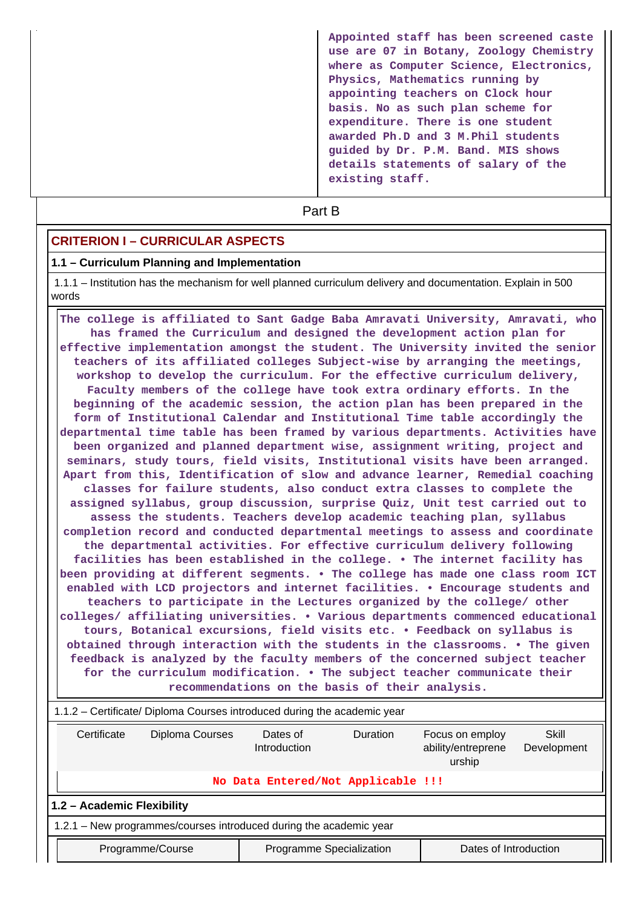Appointed staff has been screened caste use are 07 in Botany, Zoology Chemistry where as Computer Science, Electronics, Physics, Mathematics running by appointing teachers on Clock hour basis. No as such plan scheme for expenditure. There is one student awarded Ph.D and 3 M.Phil students guided by Dr. P.M. Band. MIS shows details statements of salary of the existing staff.

## Part B

## CRITERION I – CURRICULAR ASPECTS

### 1.1 – Curriculum Planning and Implementation

1.1.1 – Institution has the mechanism for well planned curriculum delivery and documentation. Explain in 500 words

The college is affiliated to Sant Gadge Baba Amravati University, Amravati, who has framed the Curriculum and designed the development action plan for effective implementation amongst the student. The University invited the senior teachers of its affiliated colleges Subject-wise by arranging the meetings, workshop to develop the curriculum. For the effective curriculum delivery, Faculty members of the college have took extra ordinary efforts. In the beginning of the academic session, the action plan has been prepared in the form of Institutional Calendar and Institutional Time table accordingly the departmental time table has been framed by various departments. Activities have been organized and planned department wise, assignment writing, project and seminars, study tours, field visits, Institutional visits have been arranged. Apart from this, Identification of slow and advance learner, Remedial coaching classes for failure students, also conduct extra classes to complete the assigned syllabus, group discussion, surprise Quiz, Unit test carried out to assess the students. Teachers develop academic teaching plan, syllabus completion record and conducted departmental meetings to assess and coordinate the departmental activities. For effective curriculum delivery following facilities has been established in the college. • The internet facility has been providing at different segments. • The college has made one class room ICT enabled with LCD projectors and internet facilities. • Encourage students and teachers to participate in the Lectures organized by the college/ other colleges/ affiliating universities. • Various departments commenced educational tours, Botanical excursions, field visits etc. • Feedback on syllabus is obtained through interaction with the students in the classrooms. • The given feedback is analyzed by the faculty members of the concerned subject teacher for the curriculum modification. • The subject teacher communicate their recommendations on the basis of their analysis.

1.1.2 – Certificate/ Diploma Courses introduced during the academic year

| Certificate | Diploma Courses | Dates of Introduction | Duration | Focus on employ ability/entrepreneurship | Skill Development |
|---|---|---|---|---|---|
| No Data Entered/Not Applicable !!! | | | | | |

### 1.2 – Academic Flexibility

1.2.1 – New programmes/courses introduced during the academic year

| Programme/Course | Programme Specialization | Dates of Introduction |
|---|---|---|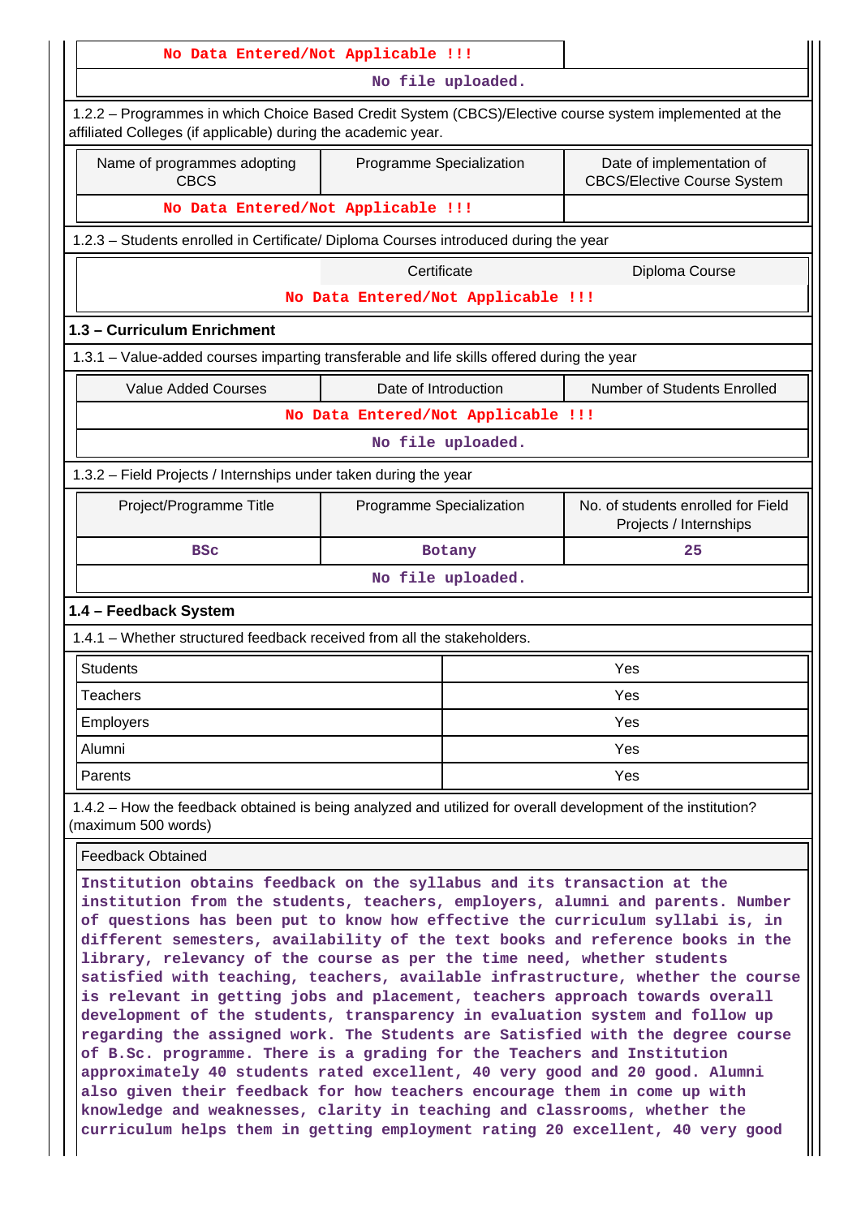| No Data Entered/Not Applicable !!! | |
|---|---|

No file uploaded.

1.2.2 – Programmes in which Choice Based Credit System (CBCS)/Elective course system implemented at the affiliated Colleges (if applicable) during the academic year.

| Name of programmes adopting CBCS | Programme Specialization | Date of implementation of CBCS/Elective Course System |
|---|---|---|
| No Data Entered/Not Applicable !!! | | |

1.2.3 – Students enrolled in Certificate/ Diploma Courses introduced during the year

| | Certificate | Diploma Course |
|---|---|---|
| No Data Entered/Not Applicable !!! | | |

## 1.3 – Curriculum Enrichment

1.3.1 – Value-added courses imparting transferable and life skills offered during the year

| Value Added Courses | Date of Introduction | Number of Students Enrolled |
|---|---|---|
| No Data Entered/Not Applicable !!! | | |

No file uploaded.

1.3.2 – Field Projects / Internships under taken during the year

| Project/Programme Title | Programme Specialization | No. of students enrolled for Field Projects / Internships |
|---|---|---|
| BSc | Botany | 25 |

No file uploaded.

## 1.4 – Feedback System

1.4.1 – Whether structured feedback received from all the stakeholders.

| Students | Yes |
|---|---|
| Teachers | Yes |
| Employers | Yes |
| Alumni | Yes |
| Parents | Yes |

1.4.2 – How the feedback obtained is being analyzed and utilized for overall development of the institution? (maximum 500 words)

Feedback Obtained

Institution obtains feedback on the syllabus and its transaction at the institution from the students, teachers, employers, alumni and parents. Number of questions has been put to know how effective the curriculum syllabi is, in different semesters, availability of the text books and reference books in the library, relevancy of the course as per the time need, whether students satisfied with teaching, teachers, available infrastructure, whether the course is relevant in getting jobs and placement, teachers approach towards overall development of the students, transparency in evaluation system and follow up regarding the assigned work. The Students are Satisfied with the degree course of B.Sc. programme. There is a grading for the Teachers and Institution approximately 40 students rated excellent, 40 very good and 20 good. Alumni also given their feedback for how teachers encourage them in come up with knowledge and weaknesses, clarity in teaching and classrooms, whether the curriculum helps them in getting employment rating 20 excellent, 40 very good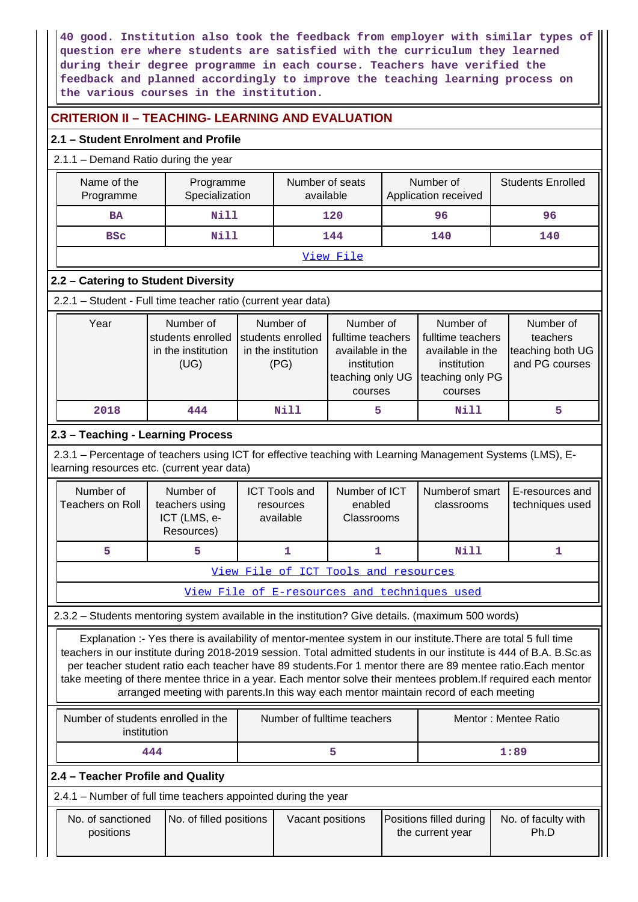40 good. Institution also took the feedback from employer with similar types of question ere where students are satisfied with the curriculum they learned during their degree programme in each course. Teachers have verified the feedback and planned accordingly to improve the teaching learning process on the various courses in the institution.

## CRITERION II – TEACHING- LEARNING AND EVALUATION

### 2.1 – Student Enrolment and Profile

2.1.1 – Demand Ratio during the year

| Name of the Programme | Programme Specialization | Number of seats available | Number of Application received | Students Enrolled |
|---|---|---|---|---|
| BA | Nill | 120 | 96 | 96 |
| BSc | Nill | 144 | 140 | 140 |
| View File | | | | |

### 2.2 – Catering to Student Diversity

2.2.1 – Student - Full time teacher ratio (current year data)

| Year | Number of students enrolled in the institution (UG) | Number of students enrolled in the institution (PG) | Number of fulltime teachers available in the institution teaching only UG courses | Number of fulltime teachers available in the institution teaching only PG courses | Number of teachers teaching both UG and PG courses |
|---|---|---|---|---|---|
| 2018 | 444 | Nill | 5 | Nill | 5 |

### 2.3 – Teaching - Learning Process

2.3.1 – Percentage of teachers using ICT for effective teaching with Learning Management Systems (LMS), E-learning resources etc. (current year data)

| Number of Teachers on Roll | Number of teachers using ICT (LMS, e-Resources) | ICT Tools and resources available | Number of ICT enabled Classrooms | Numberof smart classrooms | E-resources and techniques used |
|---|---|---|---|---|---|
| 5 | 5 | 1 | 1 | Nill | 1 |
| View File of ICT Tools and resources | | | | | |
| View File of E-resources and techniques used | | | | | |

2.3.2 – Students mentoring system available in the institution? Give details. (maximum 500 words)

Explanation :- Yes there is availability of mentor-mentee system in our institute.There are total 5 full time teachers in our institute during 2018-2019 session. Total admitted students in our institute is 444 of B.A. B.Sc.as per teacher student ratio each teacher have 89 students.For 1 mentor there are 89 mentee ratio.Each mentor take meeting of there mentee thrice in a year. Each mentor solve their mentees problem.If required each mentor arranged meeting with parents.In this way each mentor maintain record of each meeting

| Number of students enrolled in the institution | Number of fulltime teachers | Mentor : Mentee Ratio |
|---|---|---|
| 444 | 5 | 1:89 |

### 2.4 – Teacher Profile and Quality

2.4.1 – Number of full time teachers appointed during the year

| No. of sanctioned positions | No. of filled positions | Vacant positions | Positions filled during the current year | No. of faculty with Ph.D |
|---|---|---|---|---|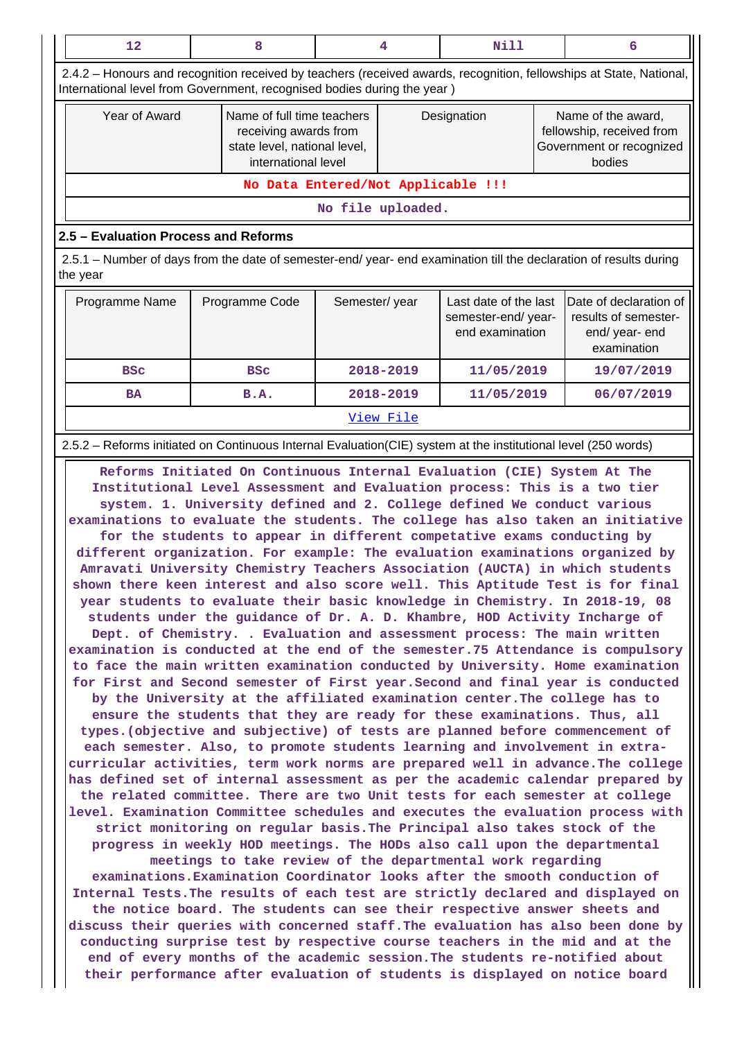| 12 | 8 | 4 | Nill | 6 |
|---|---|---|---|---|

2.4.2 – Honours and recognition received by teachers (received awards, recognition, fellowships at State, National, International level from Government, recognised bodies during the year )

| Year of Award | Name of full time teachers receiving awards from state level, national level, international level | Designation | Name of the award, fellowship, received from Government or recognized bodies |
|---|---|---|---|
| No Data Entered/Not Applicable !!! | | | |
| No file uploaded. | | | |

## 2.5 – Evaluation Process and Reforms

2.5.1 – Number of days from the date of semester-end/ year- end examination till the declaration of results during the year

| Programme Name | Programme Code | Semester/ year | Last date of the last semester-end/ year- end examination | Date of declaration of results of semester- end/ year- end examination |
|---|---|---|---|---|
| BSc | BSc | 2018-2019 | 11/05/2019 | 19/07/2019 |
| BA | B.A. | 2018-2019 | 11/05/2019 | 06/07/2019 |
| View File | | | | |

2.5.2 – Reforms initiated on Continuous Internal Evaluation(CIE) system at the institutional level (250 words)

Reforms Initiated On Continuous Internal Evaluation (CIE) System At The Institutional Level Assessment and Evaluation process: This is a two tier system. 1. University defined and 2. College defined We conduct various examinations to evaluate the students. The college has also taken an initiative for the students to appear in different competative exams conducting by different organization. For example: The evaluation examinations organized by Amravati University Chemistry Teachers Association (AUCTA) in which students shown there keen interest and also score well. This Aptitude Test is for final year students to evaluate their basic knowledge in Chemistry. In 2018-19, 08 students under the guidance of Dr. A. D. Khambre, HOD Activity Incharge of Dept. of Chemistry. . Evaluation and assessment process: The main written examination is conducted at the end of the semester.75 Attendance is compulsory to face the main written examination conducted by University. Home examination for First and Second semester of First year.Second and final year is conducted by the University at the affiliated examination center.The college has to ensure the students that they are ready for these examinations. Thus, all types.(objective and subjective) of tests are planned before commencement of each semester. Also, to promote students learning and involvement in extra-curricular activities, term work norms are prepared well in advance.The college has defined set of internal assessment as per the academic calendar prepared by the related committee. There are two Unit tests for each semester at college level. Examination Committee schedules and executes the evaluation process with strict monitoring on regular basis.The Principal also takes stock of the progress in weekly HOD meetings. The HODs also call upon the departmental meetings to take review of the departmental work regarding examinations.Examination Coordinator looks after the smooth conduction of Internal Tests.The results of each test are strictly declared and displayed on the notice board. The students can see their respective answer sheets and discuss their queries with concerned staff.The evaluation has also been done by conducting surprise test by respective course teachers in the mid and at the end of every months of the academic session.The students re-notified about their performance after evaluation of students is displayed on notice board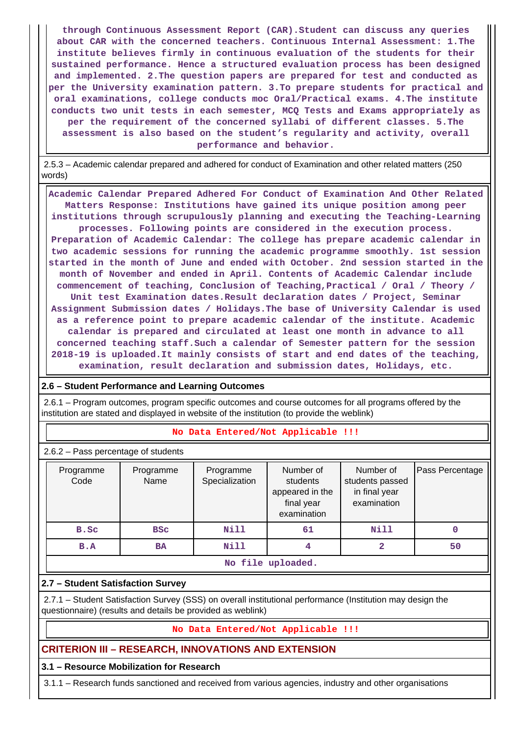through Continuous Assessment Report (CAR).Student can discuss any queries about CAR with the concerned teachers. Continuous Internal Assessment: 1.The institute believes firmly in continuous evaluation of the students for their sustained performance. Hence a structured evaluation process has been designed and implemented. 2.The question papers are prepared for test and conducted as per the University examination pattern. 3.To prepare students for practical and oral examinations, college conducts moc Oral/Practical exams. 4.The institute conducts two unit tests in each semester, MCQ Tests and Exams appropriately as per the requirement of the concerned syllabi of different classes. 5.The assessment is also based on the student's regularity and activity, overall performance and behavior.

2.5.3 – Academic calendar prepared and adhered for conduct of Examination and other related matters (250 words)

Academic Calendar Prepared Adhered For Conduct of Examination And Other Related Matters Response: Institutions have gained its unique position among peer institutions through scrupulously planning and executing the Teaching-Learning processes. Following points are considered in the execution process. Preparation of Academic Calendar: The college has prepare academic calendar in two academic sessions for running the academic programme smoothly. 1st session started in the month of June and ended with October. 2nd session started in the month of November and ended in April. Contents of Academic Calendar include commencement of teaching, Conclusion of Teaching,Practical / Oral / Theory / Unit test Examination dates.Result declaration dates / Project, Seminar Assignment Submission dates / Holidays.The base of University Calendar is used as a reference point to prepare academic calendar of the institute. Academic calendar is prepared and circulated at least one month in advance to all concerned teaching staff.Such a calendar of Semester pattern for the session 2018-19 is uploaded.It mainly consists of start and end dates of the teaching, examination, result declaration and submission dates, Holidays, etc.

## 2.6 – Student Performance and Learning Outcomes

2.6.1 – Program outcomes, program specific outcomes and course outcomes for all programs offered by the institution are stated and displayed in website of the institution (to provide the weblink)

No Data Entered/Not Applicable !!!

2.6.2 – Pass percentage of students

| Programme Code | Programme Name | Programme Specialization | Number of students appeared in the final year examination | Number of students passed in final year examination | Pass Percentage |
|---|---|---|---|---|---|
| B.Sc | BSc | Nill | 61 | Nill | 0 |
| B.A | BA | Nill | 4 | 2 | 50 |

No file uploaded.

## 2.7 – Student Satisfaction Survey

2.7.1 – Student Satisfaction Survey (SSS) on overall institutional performance (Institution may design the questionnaire) (results and details be provided as weblink)

No Data Entered/Not Applicable !!!

# CRITERION III – RESEARCH, INNOVATIONS AND EXTENSION

## 3.1 – Resource Mobilization for Research

3.1.1 – Research funds sanctioned and received from various agencies, industry and other organisations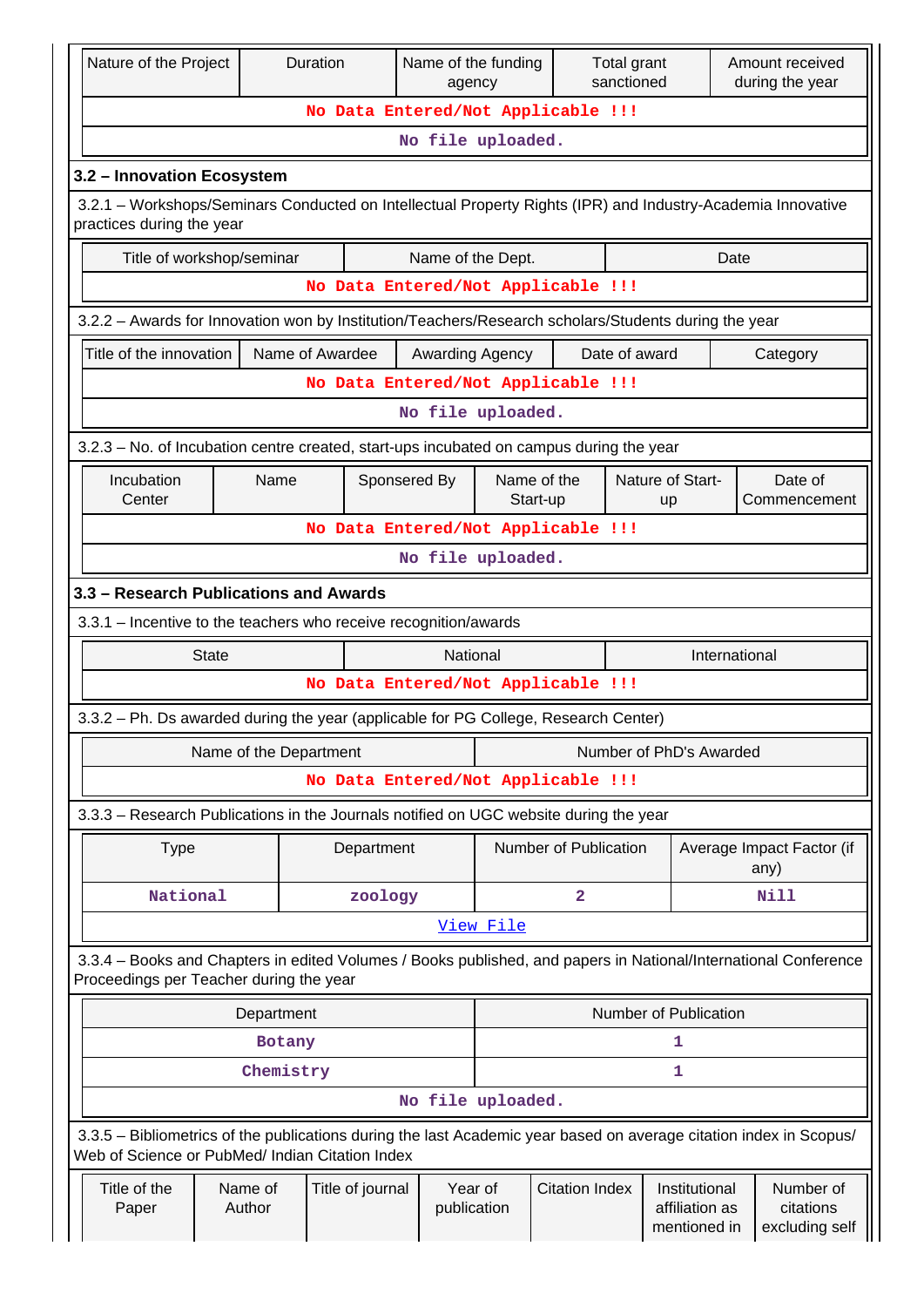| Nature of the Project | Duration | Name of the funding agency | Total grant sanctioned | Amount received during the year |
|---|---|---|---|---|
| No Data Entered/Not Applicable !!! | | | | |
| No file uploaded. | | | | |

### 3.2 – Innovation Ecosystem

3.2.1 – Workshops/Seminars Conducted on Intellectual Property Rights (IPR) and Industry-Academia Innovative practices during the year

| Title of workshop/seminar | Name of the Dept. | Date |
|---|---|---|
| No Data Entered/Not Applicable !!! | | |

3.2.2 – Awards for Innovation won by Institution/Teachers/Research scholars/Students during the year

| Title of the innovation | Name of Awardee | Awarding Agency | Date of award | Category |
|---|---|---|---|---|
| No Data Entered/Not Applicable !!! | | | | |
| No file uploaded. | | | | |

3.2.3 – No. of Incubation centre created, start-ups incubated on campus during the year

| Incubation Center | Name | Sponsered By | Name of the Start-up | Nature of Start-up | Date of Commencement |
|---|---|---|---|---|---|
| No Data Entered/Not Applicable !!! | | | | | |
| No file uploaded. | | | | | |

### 3.3 – Research Publications and Awards

3.3.1 – Incentive to the teachers who receive recognition/awards

| State | National | International |
|---|---|---|
| No Data Entered/Not Applicable !!! | | |

3.3.2 – Ph. Ds awarded during the year (applicable for PG College, Research Center)

| Name of the Department | Number of PhD's Awarded |
|---|---|
| No Data Entered/Not Applicable !!! | |

3.3.3 – Research Publications in the Journals notified on UGC website during the year

| Type | Department | Number of Publication | Average Impact Factor (if any) |
|---|---|---|---|
| National | zoology | 2 | Nill |
| View File | | | |

3.3.4 – Books and Chapters in edited Volumes / Books published, and papers in National/International Conference Proceedings per Teacher during the year

| Department | Number of Publication |
|---|---|
| Botany | 1 |
| Chemistry | 1 |
| No file uploaded. | |

3.3.5 – Bibliometrics of the publications during the last Academic year based on average citation index in Scopus/ Web of Science or PubMed/ Indian Citation Index

| Title of the Paper | Name of Author | Title of journal | Year of publication | Citation Index | Institutional affiliation as mentioned in | Number of citations excluding self |
|---|---|---|---|---|---|---|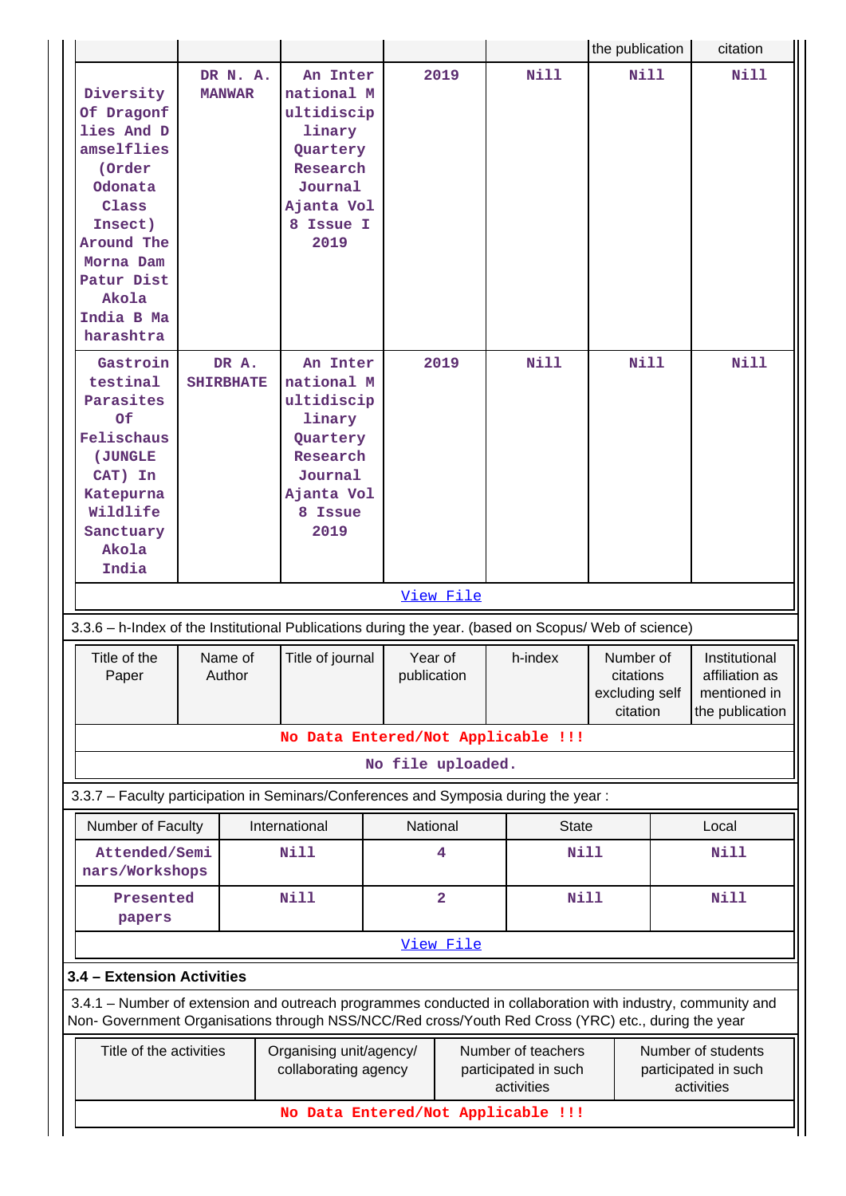| | | | | | the publication | citation |
|---|---|---|---|---|---|---|
| Diversity Of Dragonflies And Damselflies (Order Odonata Class Insect) Around The Morna Dam Patur Dist Akola India B Maharashtra | DR N. A. MANWAR | An International Multidisciplinary Quartery Research Journal Ajanta Vol 8 Issue I 2019 | 2019 | Nill | Nill | Nill |
| Gastrointestinal Parasites Of Felischaus (JUNGLE CAT) In Katepurna Wildlife Sanctuary Akola India | DR A. SHIRBHATE | An International Multidisciplinary Quartery Research Journal Ajanta Vol 8 Issue 2019 | 2019 | Nill | Nill | Nill |

View File

3.3.6 – h-Index of the Institutional Publications during the year. (based on Scopus/ Web of science)

| Title of the Paper | Name of Author | Title of journal | Year of publication | h-index | Number of citations excluding self citation | Institutional affiliation as mentioned in the publication |
|---|---|---|---|---|---|---|
| No Data Entered/Not Applicable !!! | | | | | | |

No file uploaded.

3.3.7 – Faculty participation in Seminars/Conferences and Symposia during the year :

| Number of Faculty | International | National | State | Local |
|---|---|---|---|---|
| Attended/Seminars/Workshops | Nill | 4 | Nill | Nill |
| Presented papers | Nill | 2 | Nill | Nill |

View File

**3.4 – Extension Activities**

3.4.1 – Number of extension and outreach programmes conducted in collaboration with industry, community and Non- Government Organisations through NSS/NCC/Red cross/Youth Red Cross (YRC) etc., during the year

| Title of the activities | Organising unit/agency/ collaborating agency | Number of teachers participated in such activities | Number of students participated in such activities |
|---|---|---|---|
| No Data Entered/Not Applicable !!! | | | |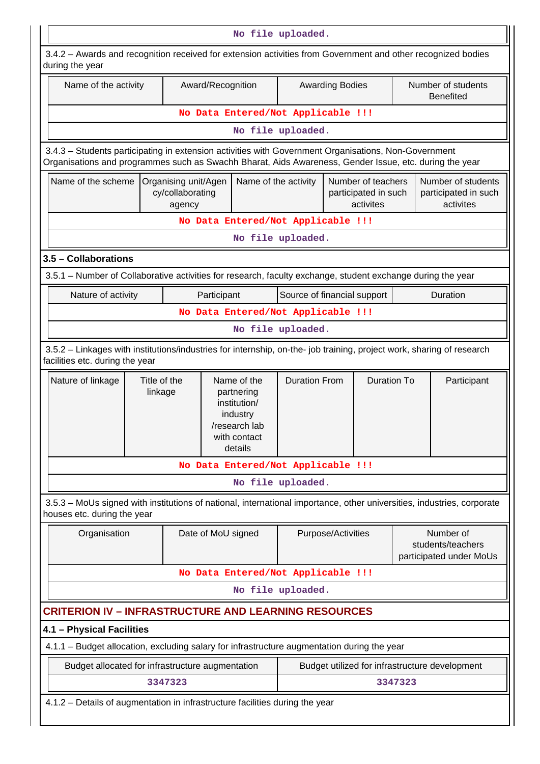No file uploaded.

3.4.2 – Awards and recognition received for extension activities from Government and other recognized bodies during the year

| Name of the activity | Award/Recognition | Awarding Bodies | Number of students Benefited |
|---|---|---|---|
| No Data Entered/Not Applicable !!! | | | |

No file uploaded.

3.4.3 – Students participating in extension activities with Government Organisations, Non-Government Organisations and programmes such as Swachh Bharat, Aids Awareness, Gender Issue, etc. during the year

| Name of the scheme | Organising unit/Agency/collaborating agency | Name of the activity | Number of teachers participated in such activites | Number of students participated in such activites |
|---|---|---|---|---|
| No Data Entered/Not Applicable !!! | | | | |

No file uploaded.

### 3.5 – Collaborations

3.5.1 – Number of Collaborative activities for research, faculty exchange, student exchange during the year

| Nature of activity | Participant | Source of financial support | Duration |
|---|---|---|---|
| No Data Entered/Not Applicable !!! | | | |

No file uploaded.

3.5.2 – Linkages with institutions/industries for internship, on-the- job training, project work, sharing of research facilities etc. during the year

| Nature of linkage | Title of the linkage | Name of the partnering institution/ industry /research lab with contact details | Duration From | Duration To | Participant |
|---|---|---|---|---|---|
| No Data Entered/Not Applicable !!! | | | | | |

No file uploaded.

3.5.3 – MoUs signed with institutions of national, international importance, other universities, industries, corporate houses etc. during the year

| Organisation | Date of MoU signed | Purpose/Activities | Number of students/teachers participated under MoUs |
|---|---|---|---|
| No Data Entered/Not Applicable !!! | | | |

No file uploaded.

## CRITERION IV – INFRASTRUCTURE AND LEARNING RESOURCES

### 4.1 – Physical Facilities

4.1.1 – Budget allocation, excluding salary for infrastructure augmentation during the year

| Budget allocated for infrastructure augmentation | Budget utilized for infrastructure development |
|---|---|
| 3347323 | 3347323 |

4.1.2 – Details of augmentation in infrastructure facilities during the year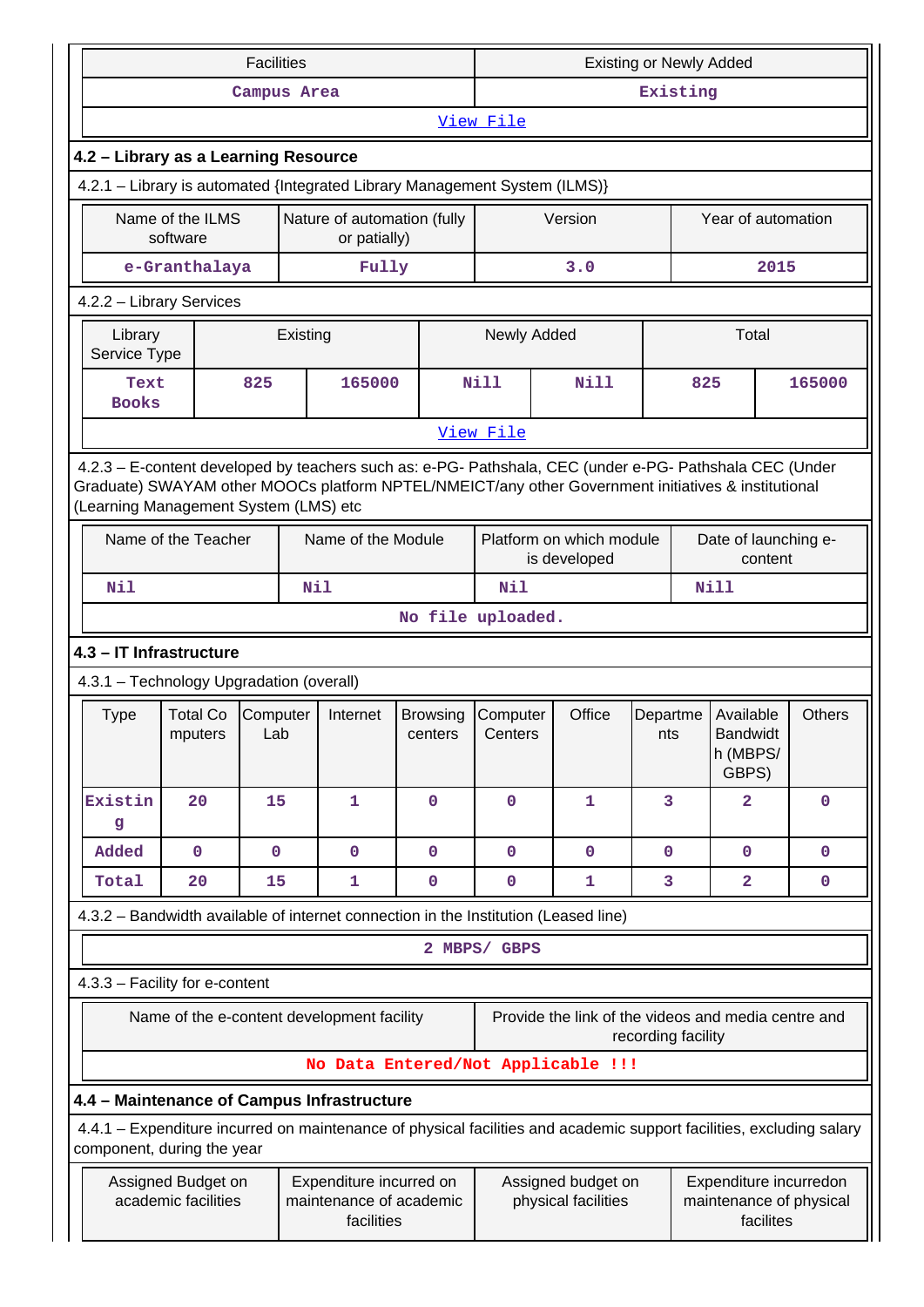| Facilities | Existing or Newly Added |
|---|---|
| Campus Area | Existing |
| View File | |

### 4.2 – Library as a Learning Resource

4.2.1 – Library is automated {Integrated Library Management System (ILMS)}

| Name of the ILMS software | Nature of automation (fully or patially) | Version | Year of automation |
|---|---|---|---|
| e-Granthalaya | Fully | 3.0 | 2015 |

4.2.2 – Library Services

| Library Service Type | Existing | | Newly Added | | Total | |
|---|---|---|---|---|---|---|
| Text Books | 825 | 165000 | Nill | Nill | 825 | 165000 |
| View File | | | | | | |

4.2.3 – E-content developed by teachers such as: e-PG- Pathshala, CEC (under e-PG- Pathshala CEC (Under Graduate) SWAYAM other MOOCs platform NPTEL/NMEICT/any other Government initiatives & institutional (Learning Management System (LMS) etc

| Name of the Teacher | Name of the Module | Platform on which module is developed | Date of launching e-content |
|---|---|---|---|
| Nil | Nil | Nil | Nill |
| No file uploaded. | | | |

### 4.3 – IT Infrastructure

4.3.1 – Technology Upgradation (overall)

| Type | Total Computers | Computer Lab | Internet | Browsing centers | Computer Centers | Office | Departments | Available Bandwidth (MBPS/ GBPS) | Others |
|---|---|---|---|---|---|---|---|---|---|
| Existing | 20 | 15 | 1 | 0 | 0 | 1 | 3 | 2 | 0 |
| Added | 0 | 0 | 0 | 0 | 0 | 0 | 0 | 0 | 0 |
| Total | 20 | 15 | 1 | 0 | 0 | 1 | 3 | 2 | 0 |

4.3.2 – Bandwidth available of internet connection in the Institution (Leased line)

2 MBPS/ GBPS

4.3.3 – Facility for e-content

| Name of the e-content development facility | Provide the link of the videos and media centre and recording facility |
|---|---|
| No Data Entered/Not Applicable !!! | |

### 4.4 – Maintenance of Campus Infrastructure

4.4.1 – Expenditure incurred on maintenance of physical facilities and academic support facilities, excluding salary component, during the year

| Assigned Budget on academic facilities | Expenditure incurred on maintenance of academic facilities | Assigned budget on physical facilities | Expenditure incurredon maintenance of physical facilites |
|---|---|---|---|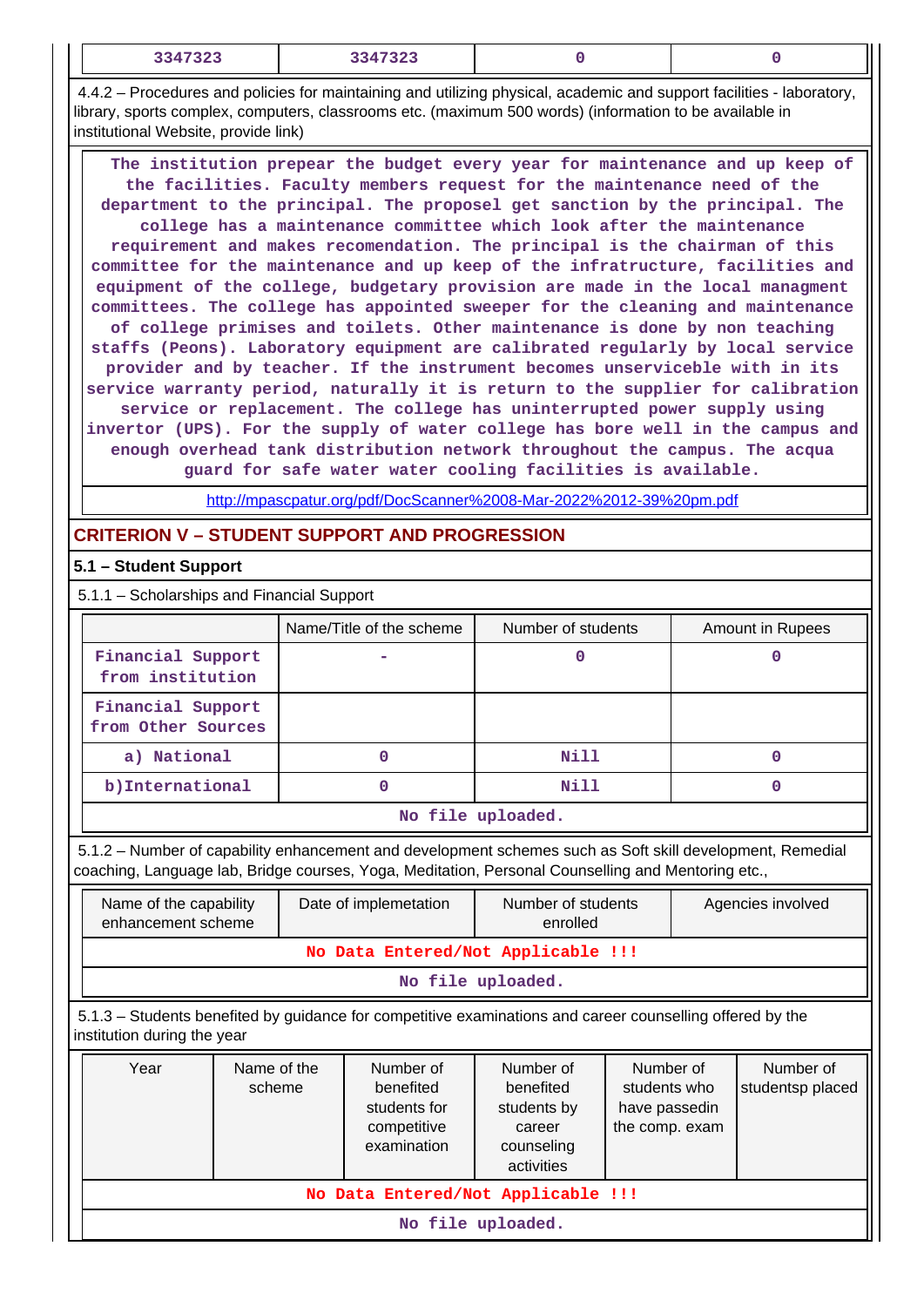| 3347323 | 3347323 | 0 | 0 |
|---|---|---|---|

4.4.2 – Procedures and policies for maintaining and utilizing physical, academic and support facilities - laboratory, library, sports complex, computers, classrooms etc. (maximum 500 words) (information to be available in institutional Website, provide link)

The institution prepear the budget every year for maintenance and up keep of the facilities. Faculty members request for the maintenance need of the department to the principal. The proposel get sanction by the principal. The college has a maintenance committee which look after the maintenance requirement and makes recomendation. The principal is the chairman of this committee for the maintenance and up keep of the infratructure, facilities and equipment of the college, budgetary provision are made in the local managment committees. The college has appointed sweeper for the cleaning and maintenance of college primises and toilets. Other maintenance is done by non teaching staffs (Peons). Laboratory equipment are calibrated regularly by local service provider and by teacher. If the instrument becomes unserviceble with in its service warranty period, naturally it is return to the supplier for calibration service or replacement. The college has uninterrupted power supply using invertor (UPS). For the supply of water college has bore well in the campus and enough overhead tank distribution network throughout the campus. The acqua guard for safe water water cooling facilities is available.

http://mpascpatur.org/pdf/DocScanner%2008-Mar-2022%2012-39%20pm.pdf

## CRITERION V – STUDENT SUPPORT AND PROGRESSION

### 5.1 – Student Support

5.1.1 – Scholarships and Financial Support

| | Name/Title of the scheme | Number of students | Amount in Rupees |
|---|---|---|---|
| Financial Support from institution | - | 0 | 0 |
| Financial Support from Other Sources | | | |
| a) National | 0 | Nill | 0 |
| b)International | 0 | Nill | 0 |

No file uploaded.

5.1.2 – Number of capability enhancement and development schemes such as Soft skill development, Remedial coaching, Language lab, Bridge courses, Yoga, Meditation, Personal Counselling and Mentoring etc.,

| Name of the capability enhancement scheme | Date of implemetation | Number of students enrolled | Agencies involved |
|---|---|---|---|
| No Data Entered/Not Applicable !!! | | | |

No file uploaded.

5.1.3 – Students benefited by guidance for competitive examinations and career counselling offered by the institution during the year

| Year | Name of the scheme | Number of benefited students for competitive examination | Number of benefited students by career counseling activities | Number of students who have passedin the comp. exam | Number of studentsp placed |
|---|---|---|---|---|---|
| No Data Entered/Not Applicable !!! | | | | | |

No file uploaded.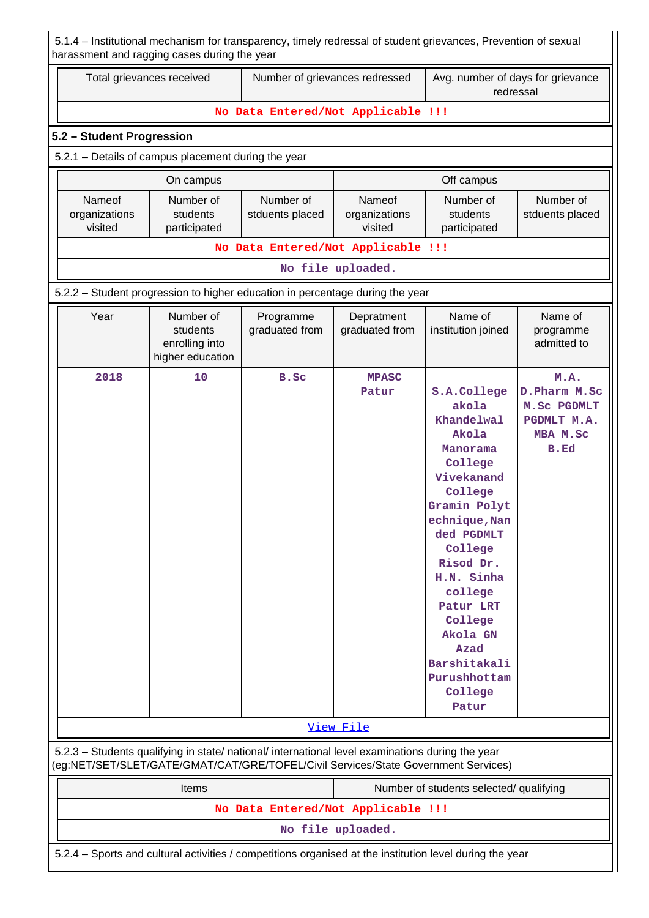5.1.4 – Institutional mechanism for transparency, timely redressal of student grievances, Prevention of sexual harassment and ragging cases during the year

| Total grievances received | Number of grievances redressed | Avg. number of days for grievance redressal |
|---|---|---|
| No Data Entered/Not Applicable !!! | | |

## 5.2 – Student Progression

5.2.1 – Details of campus placement during the year

| On campus | | | Off campus | | |
|---|---|---|---|---|---|
| Nameof organizations visited | Number of students participated | Number of stduents placed | Nameof organizations visited | Number of students participated | Number of stduents placed |
| No Data Entered/Not Applicable !!! | | | | | |

No file uploaded.

5.2.2 – Student progression to higher education in percentage during the year

| Year | Number of students enrolling into higher education | Programme graduated from | Depratment graduated from | Name of institution joined | Name of programme admitted to |
|---|---|---|---|---|---|
| 2018 | 10 | B.Sc | MPASC Patur | S.A.College akola Khandelwal Akola Manorama College Vivekanand College Gramin Polytechnique,Nanded PGDMLT College Risod Dr. H.N. Sinha college Patur LRT College Akola GN Azad Barshitakali Purushhottam College Patur | M.A. D.Pharm M.Sc M.Sc PGDMLT PGDMLT M.A. MBA M.Sc B.Ed |

[View File]

5.2.3 – Students qualifying in state/ national/ international level examinations during the year (eg:NET/SET/SLET/GATE/GMAT/CAT/GRE/TOFEL/Civil Services/State Government Services)

| Items | Number of students selected/ qualifying |
|---|---|
| No Data Entered/Not Applicable !!! | |

No file uploaded.

5.2.4 – Sports and cultural activities / competitions organised at the institution level during the year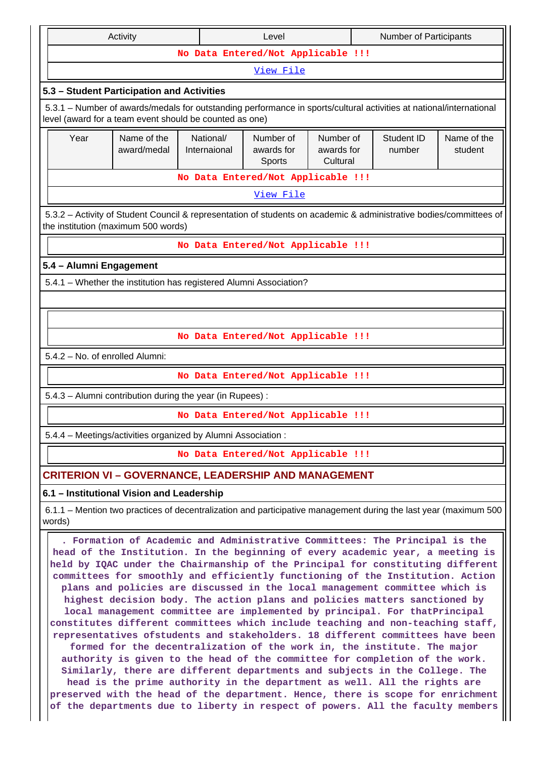| Activity | Level | Number of Participants |
|---|---|---|
| No Data Entered/Not Applicable !!! | | |
| View File | | |

### 5.3 – Student Participation and Activities

5.3.1 – Number of awards/medals for outstanding performance in sports/cultural activities at national/international level (award for a team event should be counted as one)

| Year | Name of the award/medal | National/ Internaional | Number of awards for Sports | Number of awards for Cultural | Student ID number | Name of the student |
|---|---|---|---|---|---|---|
| No Data Entered/Not Applicable !!! | | | | | | |
| View File | | | | | | |

5.3.2 – Activity of Student Council & representation of students on academic & administrative bodies/committees of the institution (maximum 500 words)

No Data Entered/Not Applicable !!!

### 5.4 – Alumni Engagement

5.4.1 – Whether the institution has registered Alumni Association?

No Data Entered/Not Applicable !!!

5.4.2 – No. of enrolled Alumni:

No Data Entered/Not Applicable !!!

5.4.3 – Alumni contribution during the year (in Rupees) :

No Data Entered/Not Applicable !!!

5.4.4 – Meetings/activities organized by Alumni Association :

No Data Entered/Not Applicable !!!

## CRITERION VI – GOVERNANCE, LEADERSHIP AND MANAGEMENT

### 6.1 – Institutional Vision and Leadership

6.1.1 – Mention two practices of decentralization and participative management during the last year (maximum 500 words)

. Formation of Academic and Administrative Committees: The Principal is the head of the Institution. In the beginning of every academic year, a meeting is held by IQAC under the Chairmanship of the Principal for constituting different committees for smoothly and efficiently functioning of the Institution. Action plans and policies are discussed in the local management committee which is highest decision body. The action plans and policies matters sanctioned by local management committee are implemented by principal. For thatPrincipal constitutes different committees which include teaching and non-teaching staff, representatives ofstudents and stakeholders. 18 different committees have been formed for the decentralization of the work in, the institute. The major authority is given to the head of the committee for completion of the work. Similarly, there are different departments and subjects in the College. The head is the prime authority in the department as well. All the rights are preserved with the head of the department. Hence, there is scope for enrichment of the departments due to liberty in respect of powers. All the faculty members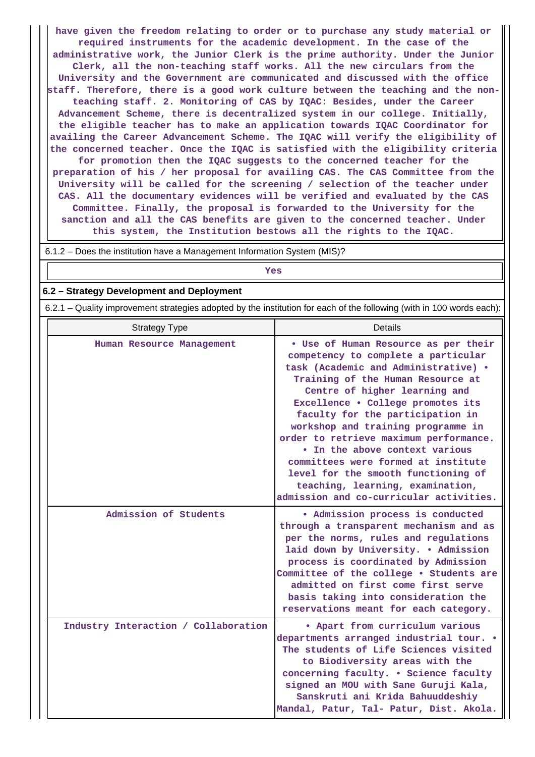have given the freedom relating to order or to purchase any study material or required instruments for the academic development. In the case of the administrative work, the Junior Clerk is the prime authority. Under the Junior Clerk, all the non-teaching staff works. All the new circulars from the University and the Government are communicated and discussed with the office staff. Therefore, there is a good work culture between the teaching and the non-teaching staff. 2. Monitoring of CAS by IQAC: Besides, under the Career Advancement Scheme, there is decentralized system in our college. Initially, the eligible teacher has to make an application towards IQAC Coordinator for availing the Career Advancement Scheme. The IQAC will verify the eligibility of the concerned teacher. Once the IQAC is satisfied with the eligibility criteria for promotion then the IQAC suggests to the concerned teacher for the preparation of his / her proposal for availing CAS. The CAS Committee from the University will be called for the screening / selection of the teacher under CAS. All the documentary evidences will be verified and evaluated by the CAS Committee. Finally, the proposal is forwarded to the University for the sanction and all the CAS benefits are given to the concerned teacher. Under this system, the Institution bestows all the rights to the IQAC.

6.1.2 – Does the institution have a Management Information System (MIS)?

Yes

**6.2 – Strategy Development and Deployment**

6.2.1 – Quality improvement strategies adopted by the institution for each of the following (with in 100 words each):

| Strategy Type | Details |
|---|---|
| Human Resource Management | • Use of Human Resource as per their competency to complete a particular task (Academic and Administrative) • Training of the Human Resource at Centre of higher learning and Excellence • College promotes its faculty for the participation in workshop and training programme in order to retrieve maximum performance. • In the above context various committees were formed at institute level for the smooth functioning of teaching, learning, examination, admission and co-curricular activities. |
| Admission of Students | • Admission process is conducted through a transparent mechanism and as per the norms, rules and regulations laid down by University. • Admission process is coordinated by Admission Committee of the college • Students are admitted on first come first serve basis taking into consideration the reservations meant for each category. |
| Industry Interaction / Collaboration | • Apart from curriculum various departments arranged industrial tour. • The students of Life Sciences visited to Biodiversity areas with the concerning faculty. • Science faculty signed an MOU with Sane Guruji Kala, Sanskruti ani Krida Bahuuddeshiy Mandal, Patur, Tal- Patur, Dist. Akola. |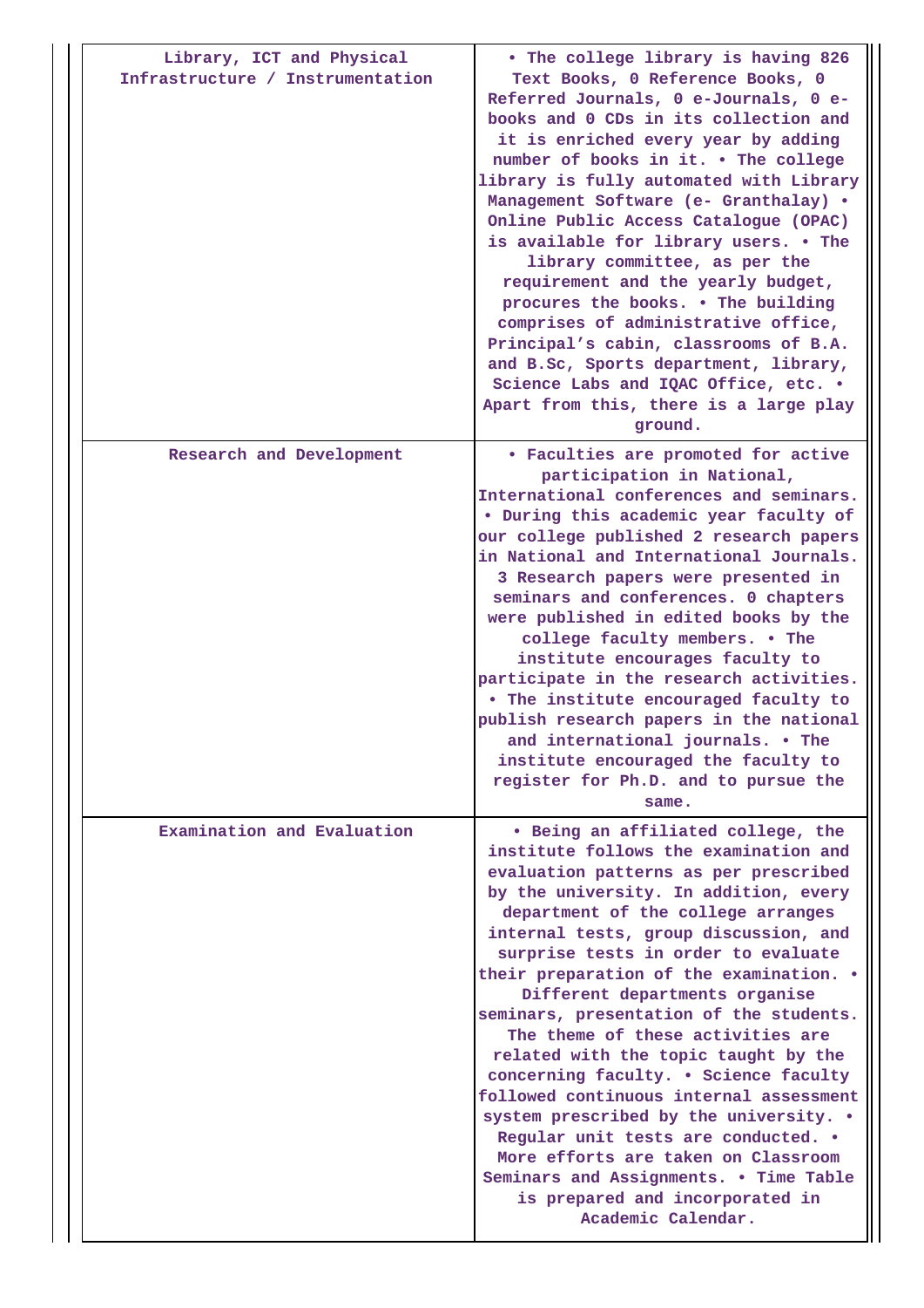| | |
|---|---|
| Library, ICT and Physical Infrastructure / Instrumentation | • The college library is having 826 Text Books, 0 Reference Books, 0 Referred Journals, 0 e-Journals, 0 e-books and 0 CDs in its collection and it is enriched every year by adding number of books in it. • The college library is fully automated with Library Management Software (e- Granthalay) • Online Public Access Catalogue (OPAC) is available for library users. • The library committee, as per the requirement and the yearly budget, procures the books. • The building comprises of administrative office, Principal's cabin, classrooms of B.A. and B.Sc, Sports department, library, Science Labs and IQAC Office, etc. • Apart from this, there is a large play ground. |
| Research and Development | • Faculties are promoted for active participation in National, International conferences and seminars. • During this academic year faculty of our college published 2 research papers in National and International Journals. 3 Research papers were presented in seminars and conferences. 0 chapters were published in edited books by the college faculty members. • The institute encourages faculty to participate in the research activities. • The institute encouraged faculty to publish research papers in the national and international journals. • The institute encouraged the faculty to register for Ph.D. and to pursue the same. |
| Examination and Evaluation | • Being an affiliated college, the institute follows the examination and evaluation patterns as per prescribed by the university. In addition, every department of the college arranges internal tests, group discussion, and surprise tests in order to evaluate their preparation of the examination. • Different departments organise seminars, presentation of the students. The theme of these activities are related with the topic taught by the concerning faculty. • Science faculty followed continuous internal assessment system prescribed by the university. • Regular unit tests are conducted. • More efforts are taken on Classroom Seminars and Assignments. • Time Table is prepared and incorporated in Academic Calendar. |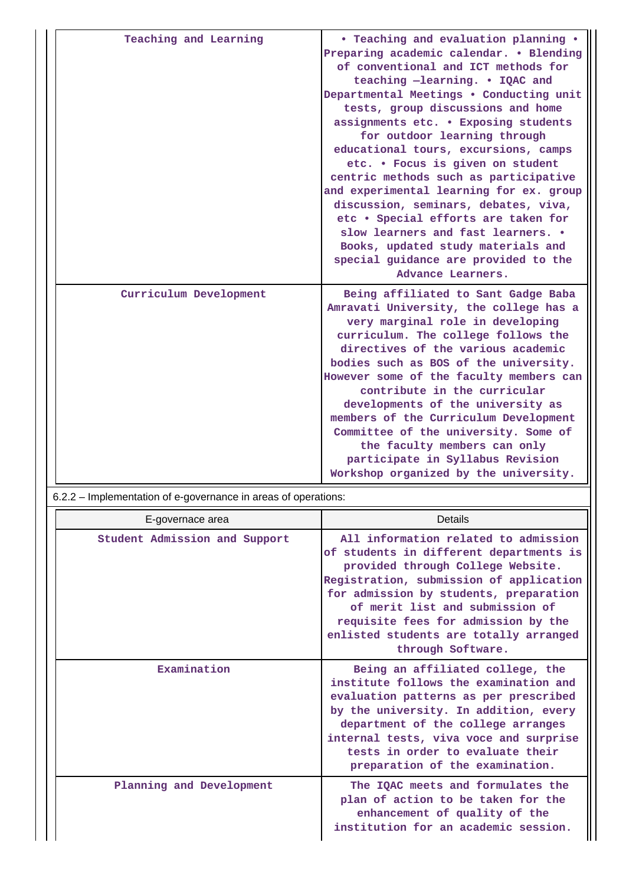| | |
|---|---|
| Teaching and Learning | • Teaching and evaluation planning • Preparing academic calendar. • Blending of conventional and ICT methods for teaching –learning. • IQAC and Departmental Meetings • Conducting unit tests, group discussions and home assignments etc. • Exposing students for outdoor learning through educational tours, excursions, camps etc. • Focus is given on student centric methods such as participative and experimental learning for ex. group discussion, seminars, debates, viva, etc • Special efforts are taken for slow learners and fast learners. • Books, updated study materials and special guidance are provided to the Advance Learners. |
| Curriculum Development | Being affiliated to Sant Gadge Baba Amravati University, the college has a very marginal role in developing curriculum. The college follows the directives of the various academic bodies such as BOS of the university. However some of the faculty members can contribute in the curricular developments of the university as members of the Curriculum Development Committee of the university. Some of the faculty members can only participate in Syllabus Revision Workshop organized by the university. |

6.2.2 – Implementation of e-governance in areas of operations:

| E-governace area | Details |
|---|---|
| Student Admission and Support | All information related to admission of students in different departments is provided through College Website. Registration, submission of application for admission by students, preparation of merit list and submission of requisite fees for admission by the enlisted students are totally arranged through Software. |
| Examination | Being an affiliated college, the institute follows the examination and evaluation patterns as per prescribed by the university. In addition, every department of the college arranges internal tests, viva voce and surprise tests in order to evaluate their preparation of the examination. |
| Planning and Development | The IQAC meets and formulates the plan of action to be taken for the enhancement of quality of the institution for an academic session. |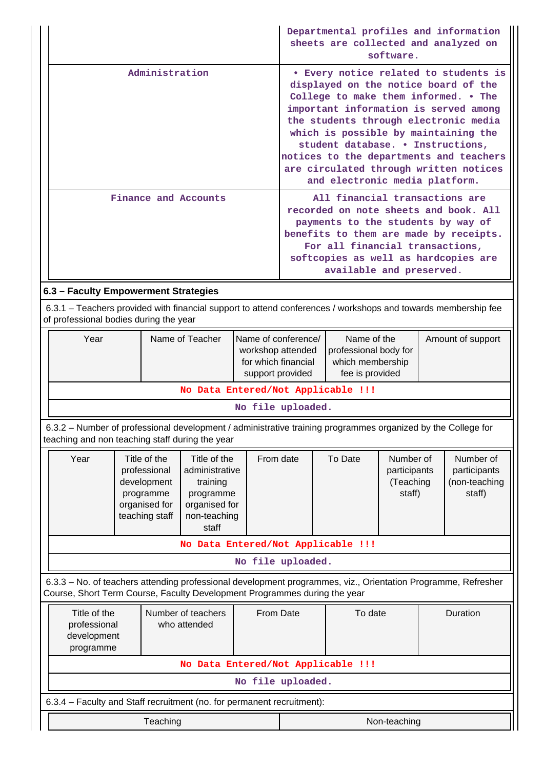| | |
|---|---|
| | Departmental profiles and information sheets are collected and analyzed on software. |
| Administration | • Every notice related to students is displayed on the notice board of the College to make them informed. • The important information is served among the students through electronic media which is possible by maintaining the student database. • Instructions, notices to the departments and teachers are circulated through written notices and electronic media platform. |
| Finance and Accounts | All financial transactions are recorded on note sheets and book. All payments to the students by way of benefits to them are made by receipts. For all financial transactions, softcopies as well as hardcopies are available and preserved. |

## 6.3 – Faculty Empowerment Strategies

6.3.1 – Teachers provided with financial support to attend conferences / workshops and towards membership fee of professional bodies during the year

| Year | Name of Teacher | Name of conference/ workshop attended for which financial support provided | Name of the professional body for which membership fee is provided | Amount of support |
|---|---|---|---|---|
| No Data Entered/Not Applicable !!! | | | | |
| No file uploaded. | | | | |

6.3.2 – Number of professional development / administrative training programmes organized by the College for teaching and non teaching staff during the year

| Year | Title of the professional development programme organised for teaching staff | Title of the administrative training programme organised for non-teaching staff | From date | To Date | Number of participants (Teaching staff) | Number of participants (non-teaching staff) |
|---|---|---|---|---|---|---|
| No Data Entered/Not Applicable !!! | | | | | | |
| No file uploaded. | | | | | | |

6.3.3 – No. of teachers attending professional development programmes, viz., Orientation Programme, Refresher Course, Short Term Course, Faculty Development Programmes during the year

| Title of the professional development programme | Number of teachers who attended | From Date | To date | Duration |
|---|---|---|---|---|
| No Data Entered/Not Applicable !!! | | | | |
| No file uploaded. | | | | |

6.3.4 – Faculty and Staff recruitment (no. for permanent recruitment):

| Teaching | Non-teaching |
|---|---|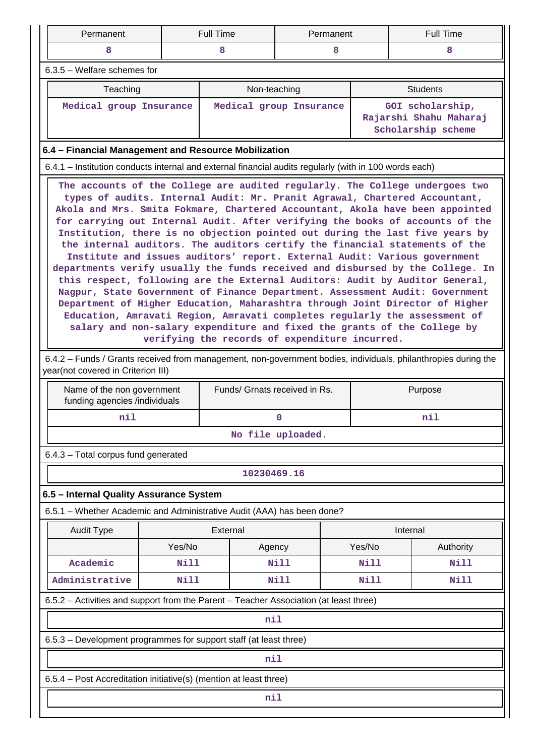| Permanent | Full Time | Permanent | Full Time |
|---|---|---|---|
| 8 | 8 | 8 | 8 |

6.3.5 – Welfare schemes for

| Teaching | Non-teaching | Students |
|---|---|---|
| Medical group Insurance | Medical group Insurance | GOI scholarship, Rajarshi Shahu Maharaj Scholarship scheme |

### 6.4 – Financial Management and Resource Mobilization

6.4.1 – Institution conducts internal and external financial audits regularly (with in 100 words each)

The accounts of the College are audited regularly. The College undergoes two types of audits. Internal Audit: Mr. Pranit Agrawal, Chartered Accountant, Akola and Mrs. Smita Fokmare, Chartered Accountant, Akola have been appointed for carrying out Internal Audit. After verifying the books of accounts of the Institution, there is no objection pointed out during the last five years by the internal auditors. The auditors certify the financial statements of the Institute and issues auditors' report. External Audit: Various government departments verify usually the funds received and disbursed by the College. In this respect, following are the External Auditors: Audit by Auditor General, Nagpur, State Government of Finance Department. Assessment Audit: Government Department of Higher Education, Maharashtra through Joint Director of Higher Education, Amravati Region, Amravati completes regularly the assessment of salary and non-salary expenditure and fixed the grants of the College by verifying the records of expenditure incurred.

6.4.2 – Funds / Grants received from management, non-government bodies, individuals, philanthropies during the year(not covered in Criterion III)

| Name of the non government funding agencies /individuals | Funds/ Grnats received in Rs. | Purpose |
|---|---|---|
| nil | 0 | nil |
| No file uploaded. | | |

6.4.3 – Total corpus fund generated

10230469.16

### 6.5 – Internal Quality Assurance System

6.5.1 – Whether Academic and Administrative Audit (AAA) has been done?

| Audit Type | External | | Internal | |
|---|---|---|---|---|
| | Yes/No | Agency | Yes/No | Authority |
| Academic | Nill | Nill | Nill | Nill |
| Administrative | Nill | Nill | Nill | Nill |

6.5.2 – Activities and support from the Parent – Teacher Association (at least three)

nil

6.5.3 – Development programmes for support staff (at least three)

nil

6.5.4 – Post Accreditation initiative(s) (mention at least three)

nil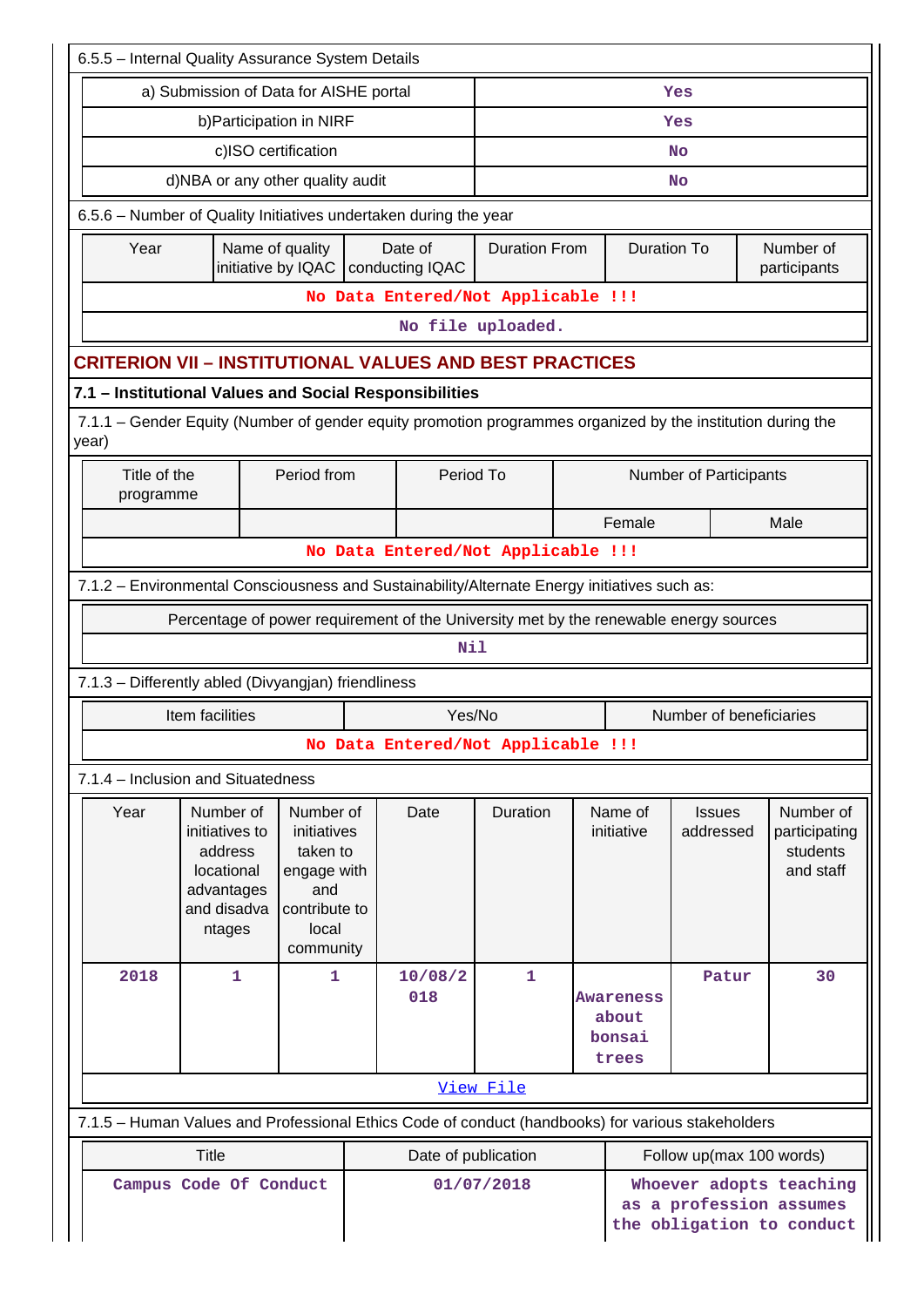6.5.5 – Internal Quality Assurance System Details

| | |
|---|---|
| a) Submission of Data for AISHE portal | Yes |
| b)Participation in NIRF | Yes |
| c)ISO certification | No |
| d)NBA or any other quality audit | No |

6.5.6 – Number of Quality Initiatives undertaken during the year

| Year | Name of quality initiative by IQAC | Date of conducting IQAC | Duration From | Duration To | Number of participants |
|---|---|---|---|---|---|
| No Data Entered/Not Applicable !!! | | | | | |

No file uploaded.

## CRITERION VII – INSTITUTIONAL VALUES AND BEST PRACTICES

### 7.1 – Institutional Values and Social Responsibilities

7.1.1 – Gender Equity (Number of gender equity promotion programmes organized by the institution during the year)

| Title of the programme | Period from | Period To | Number of Participants | |
|---|---|---|---|---|
| | | | Female | Male |
| No Data Entered/Not Applicable !!! | | | | |

7.1.2 – Environmental Consciousness and Sustainability/Alternate Energy initiatives such as:

| Percentage of power requirement of the University met by the renewable energy sources |
|---|
| Nil |

7.1.3 – Differently abled (Divyangjan) friendliness

| Item facilities | Yes/No | Number of beneficiaries |
|---|---|---|
| No Data Entered/Not Applicable !!! | | |

7.1.4 – Inclusion and Situatedness

| Year | Number of initiatives to address locational advantages and disadvantages | Number of initiatives taken to engage with and contribute to local community | Date | Duration | Name of initiative | Issues addressed | Number of participating students and staff |
|---|---|---|---|---|---|---|---|
| 2018 | 1 | 1 | 10/08/2018 | 1 | Awareness about bonsai trees | Patur | 30 |

View File

7.1.5 – Human Values and Professional Ethics Code of conduct (handbooks) for various stakeholders

| Title | Date of publication | Follow up(max 100 words) |
|---|---|---|
| Campus Code Of Conduct | 01/07/2018 | Whoever adopts teaching as a profession assumes the obligation to conduct |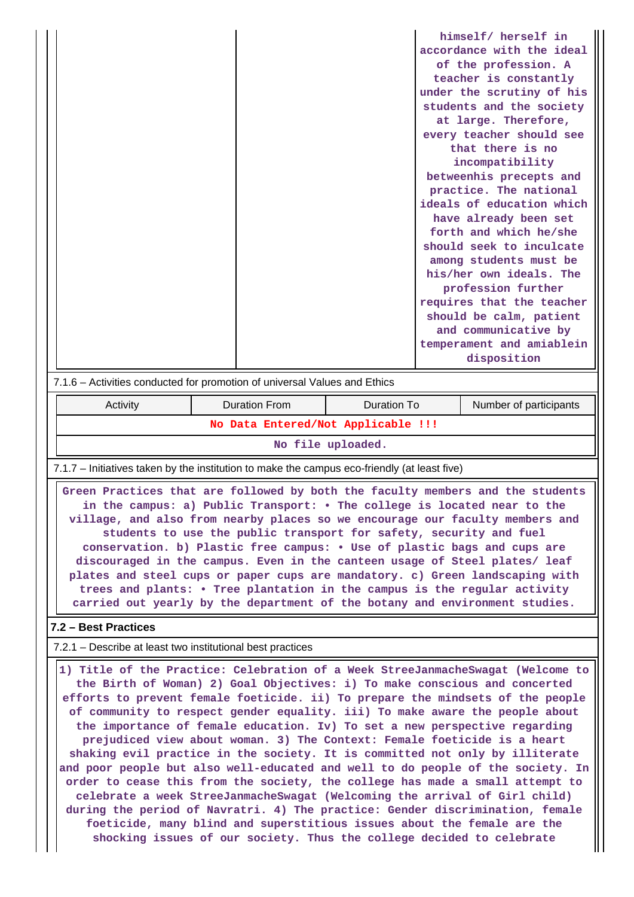| | | himself/ herself in accordance with the ideal of the profession. A teacher is constantly under the scrutiny of his students and the society at large. Therefore, every teacher should see that there is no incompatibility betweenhis precepts and practice. The national ideals of education which have already been set forth and which he/she should seek to inculcate among students must be his/her own ideals. The profession further requires that the teacher should be calm, patient and communicative by temperament and amiablein disposition |
|---|---|---|

7.1.6 – Activities conducted for promotion of universal Values and Ethics

| Activity | Duration From | Duration To | Number of participants |
|---|---|---|---|
| No Data Entered/Not Applicable !!! | | | |
| No file uploaded. | | | |

7.1.7 – Initiatives taken by the institution to make the campus eco-friendly (at least five)

Green Practices that are followed by both the faculty members and the students in the campus: a) Public Transport: • The college is located near to the village, and also from nearby places so we encourage our faculty members and students to use the public transport for safety, security and fuel conservation. b) Plastic free campus: • Use of plastic bags and cups are discouraged in the campus. Even in the canteen usage of Steel plates/ leaf plates and steel cups or paper cups are mandatory. c) Green landscaping with trees and plants: • Tree plantation in the campus is the regular activity carried out yearly by the department of the botany and environment studies.

**7.2 – Best Practices**

7.2.1 – Describe at least two institutional best practices

1) Title of the Practice: Celebration of a Week StreeJanmacheSwagat (Welcome to the Birth of Woman) 2) Goal Objectives: i) To make conscious and concerted efforts to prevent female foeticide. ii) To prepare the mindsets of the people of community to respect gender equality. iii) To make aware the people about the importance of female education. Iv) To set a new perspective regarding prejudiced view about woman. 3) The Context: Female foeticide is a heart shaking evil practice in the society. It is committed not only by illiterate and poor people but also well-educated and well to do people of the society. In order to cease this from the society, the college has made a small attempt to celebrate a week StreeJanmacheSwagat (Welcoming the arrival of Girl child) during the period of Navratri. 4) The practice: Gender discrimination, female foeticide, many blind and superstitious issues about the female are the shocking issues of our society. Thus the college decided to celebrate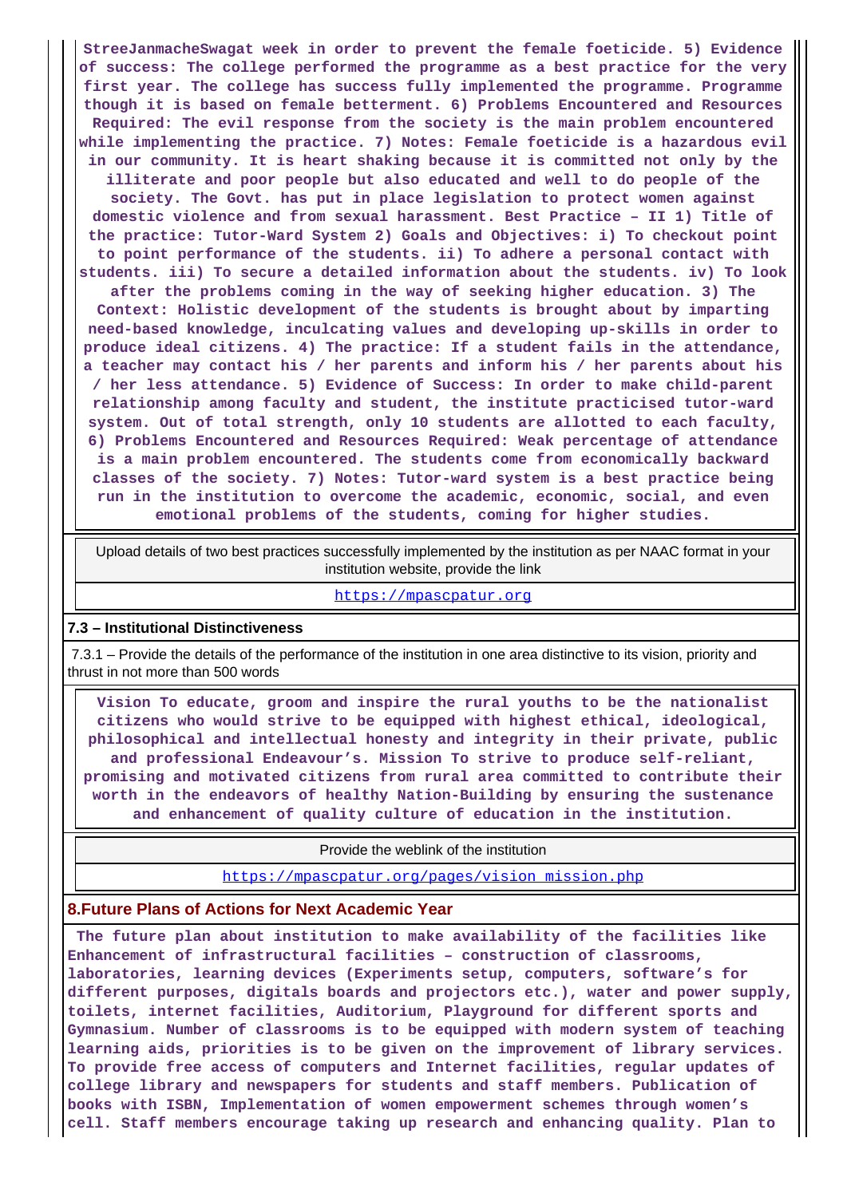**StreeJanmacheSwagat week in order to prevent the female foeticide. 5) Evidence of success: The college performed the programme as a best practice for the very first year. The college has success fully implemented the programme. Programme though it is based on female betterment. 6) Problems Encountered and Resources Required: The evil response from the society is the main problem encountered while implementing the practice. 7) Notes: Female foeticide is a hazardous evil in our community. It is heart shaking because it is committed not only by the illiterate and poor people but also educated and well to do people of the society. The Govt. has put in place legislation to protect women against domestic violence and from sexual harassment. Best Practice – II 1) Title of the practice: Tutor-Ward System 2) Goals and Objectives: i) To checkout point to point performance of the students. ii) To adhere a personal contact with students. iii) To secure a detailed information about the students. iv) To look after the problems coming in the way of seeking higher education. 3) The Context: Holistic development of the students is brought about by imparting need-based knowledge, inculcating values and developing up-skills in order to produce ideal citizens. 4) The practice: If a student fails in the attendance, a teacher may contact his / her parents and inform his / her parents about his / her less attendance. 5) Evidence of Success: In order to make child-parent relationship among faculty and student, the institute practicised tutor-ward system. Out of total strength, only 10 students are allotted to each faculty, 6) Problems Encountered and Resources Required: Weak percentage of attendance is a main problem encountered. The students come from economically backward classes of the society. 7) Notes: Tutor-ward system is a best practice being run in the institution to overcome the academic, economic, social, and even emotional problems of the students, coming for higher studies.**

| Upload details of two best practices successfully implemented by the institution as per NAAC format in your institution website, provide the link |
|---|
| https://mpascpatur.org |

#### 7.3 – Institutional Distinctiveness

7.3.1 – Provide the details of the performance of the institution in one area distinctive to its vision, priority and thrust in not more than 500 words

**Vision To educate, groom and inspire the rural youths to be the nationalist citizens who would strive to be equipped with highest ethical, ideological, philosophical and intellectual honesty and integrity in their private, public and professional Endeavour's. Mission To strive to produce self-reliant, promising and motivated citizens from rural area committed to contribute their worth in the endeavors of healthy Nation-Building by ensuring the sustenance and enhancement of quality culture of education in the institution.**

| Provide the weblink of the institution |
|---|
| https://mpascpatur.org/pages/vision_mission.php |

#### 8.Future Plans of Actions for Next Academic Year

**The future plan about institution to make availability of the facilities like Enhancement of infrastructural facilities – construction of classrooms, laboratories, learning devices (Experiments setup, computers, software's for different purposes, digitals boards and projectors etc.), water and power supply, toilets, internet facilities, Auditorium, Playground for different sports and Gymnasium. Number of classrooms is to be equipped with modern system of teaching learning aids, priorities is to be given on the improvement of library services. To provide free access of computers and Internet facilities, regular updates of college library and newspapers for students and staff members. Publication of books with ISBN, Implementation of women empowerment schemes through women's cell. Staff members encourage taking up research and enhancing quality. Plan to**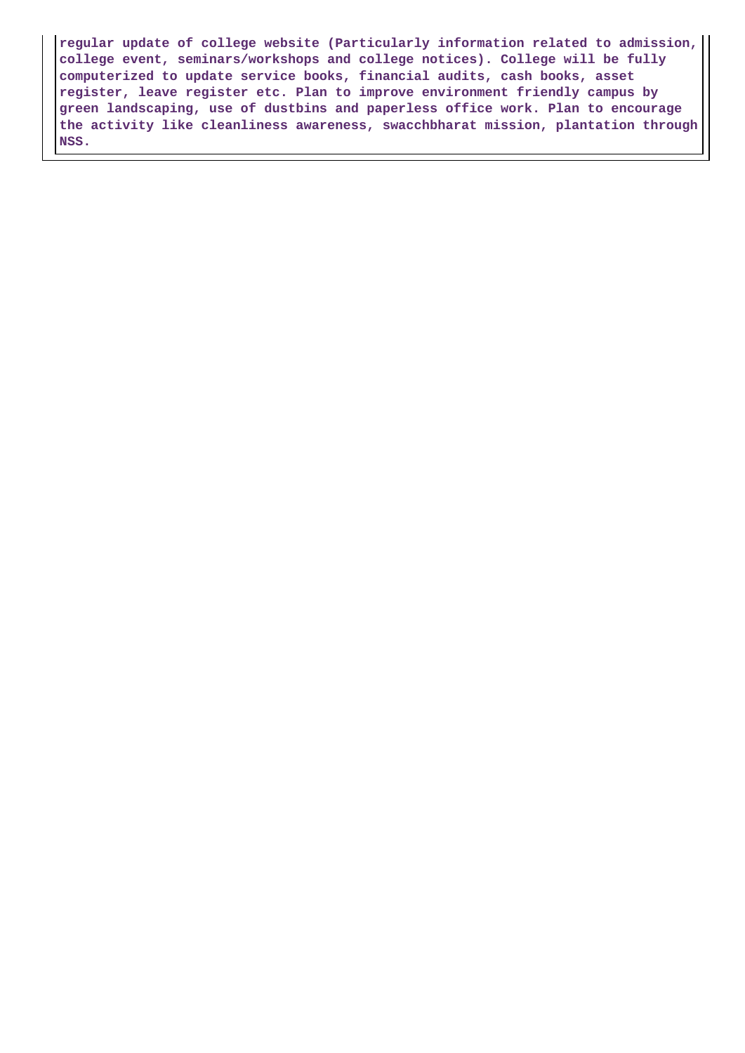**regular update of college website (Particularly information related to admission, college event, seminars/workshops and college notices). College will be fully computerized to update service books, financial audits, cash books, asset register, leave register etc. Plan to improve environment friendly campus by green landscaping, use of dustbins and paperless office work. Plan to encourage the activity like cleanliness awareness, swacchbharat mission, plantation through NSS.**